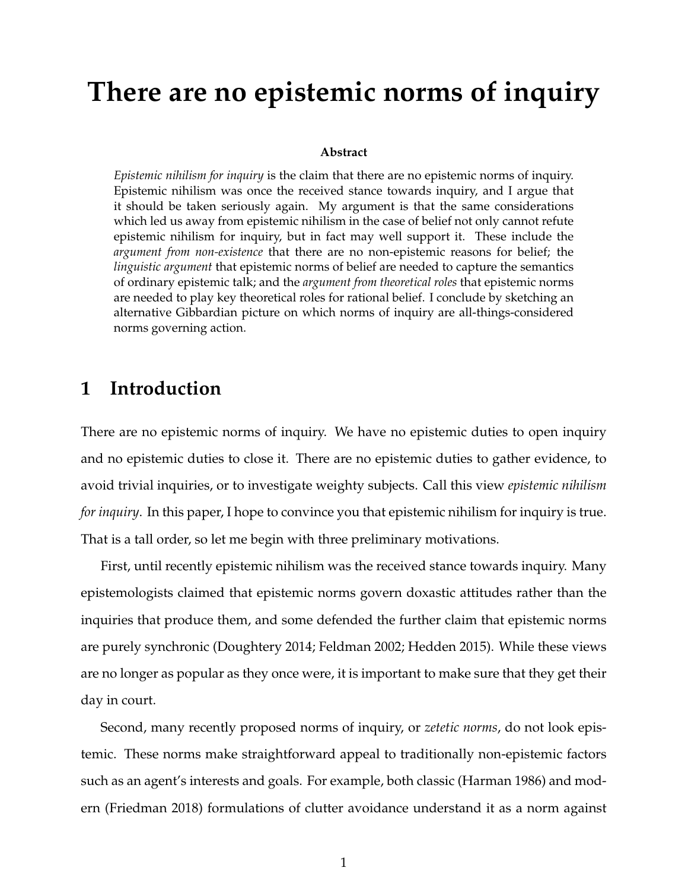# There are no epistemic norms of inquiry

**Abstract**

*Epistemic nihilism for inquiry* is the claim that there are no epistemic norms of inquiry. Epistemic nihilism was once the received stance towards inquiry, and I argue that it should be taken seriously again. My argument is that the same considerations which led us away from epistemic nihilism in the case of belief not only cannot refute epistemic nihilism for inquiry, but in fact may well support it. These include the *argument from non-existence* that there are no non-epistemic reasons for belief; the *linguistic argument* that epistemic norms of belief are needed to capture the semantics of ordinary epistemic talk; and the *argument from theoretical roles* that epistemic norms are needed to play key theoretical roles for rational belief. I conclude by sketching an alternative Gibbardian picture on which norms of inquiry are all-things-considered norms governing action.

## 1 Introduction

There are no epistemic norms of inquiry. We have no epistemic duties to open inquiry and no epistemic duties to close it. There are no epistemic duties to gather evidence, to avoid trivial inquiries, or to investigate weighty subjects. Call this view *epistemic nihilism for inquiry*. In this paper, I hope to convince you that epistemic nihilism for inquiry is true. That is a tall order, so let me begin with three preliminary motivations.

First, until recently epistemic nihilism was the received stance towards inquiry. Many epistemologists claimed that epistemic norms govern doxastic attitudes rather than the inquiries that produce them, and some defended the further claim that epistemic norms are purely synchronic (Doughtery 2014; Feldman 2002; Hedden 2015). While these views are no longer as popular as they once were, it is important to make sure that they get their day in court.

Second, many recently proposed norms of inquiry, or *zetetic norms*, do not look epistemic. These norms make straightforward appeal to traditionally non-epistemic factors such as an agent's interests and goals. For example, both classic (Harman 1986) and modern (Friedman 2018) formulations of clutter avoidance understand it as a norm against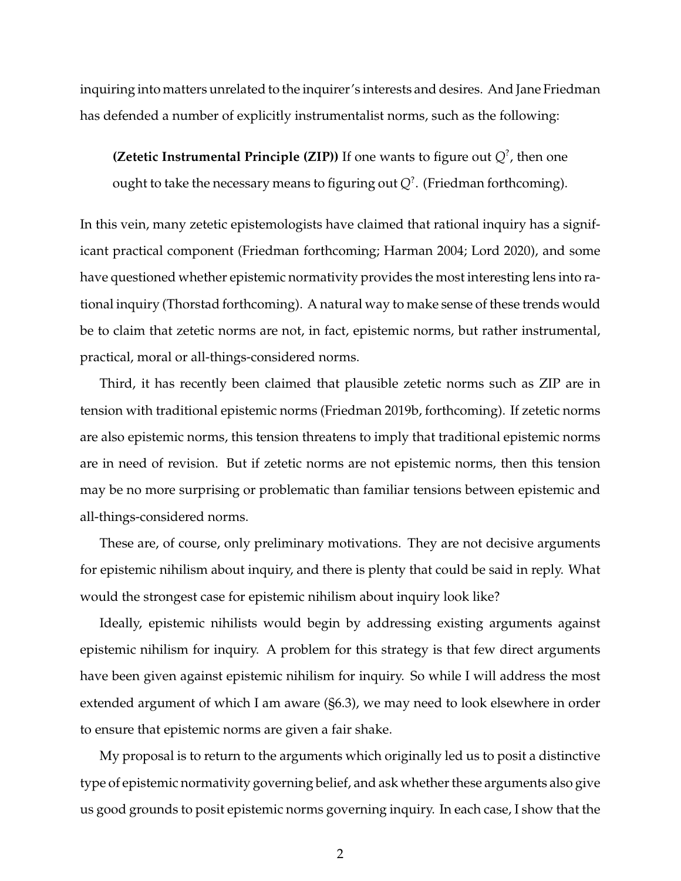inquiring into matters unrelated to the inquirer's interests and desires. And Jane Friedman has defended a number of explicitly instrumentalist norms, such as the following:

> **(Zetetic Instrumental Principle (ZIP))** If one wants to figure out $Q^?$, then one ought to take the necessary means to figuring out $Q^?$. (Friedman forthcoming).

In this vein, many zetetic epistemologists have claimed that rational inquiry has a significant practical component (Friedman forthcoming; Harman 2004; Lord 2020), and some have questioned whether epistemic normativity provides the most interesting lens into rational inquiry (Thorstad forthcoming). A natural way to make sense of these trends would be to claim that zetetic norms are not, in fact, epistemic norms, but rather instrumental, practical, moral or all-things-considered norms.

Third, it has recently been claimed that plausible zetetic norms such as ZIP are in tension with traditional epistemic norms (Friedman 2019b, forthcoming). If zetetic norms are also epistemic norms, this tension threatens to imply that traditional epistemic norms are in need of revision. But if zetetic norms are not epistemic norms, then this tension may be no more surprising or problematic than familiar tensions between epistemic and all-things-considered norms.

These are, of course, only preliminary motivations. They are not decisive arguments for epistemic nihilism about inquiry, and there is plenty that could be said in reply. What would the strongest case for epistemic nihilism about inquiry look like?

Ideally, epistemic nihilists would begin by addressing existing arguments against epistemic nihilism for inquiry. A problem for this strategy is that few direct arguments have been given against epistemic nihilism for inquiry. So while I will address the most extended argument of which I am aware (§6.3), we may need to look elsewhere in order to ensure that epistemic norms are given a fair shake.

My proposal is to return to the arguments which originally led us to posit a distinctive type of epistemic normativity governing belief, and ask whether these arguments also give us good grounds to posit epistemic norms governing inquiry. In each case, I show that the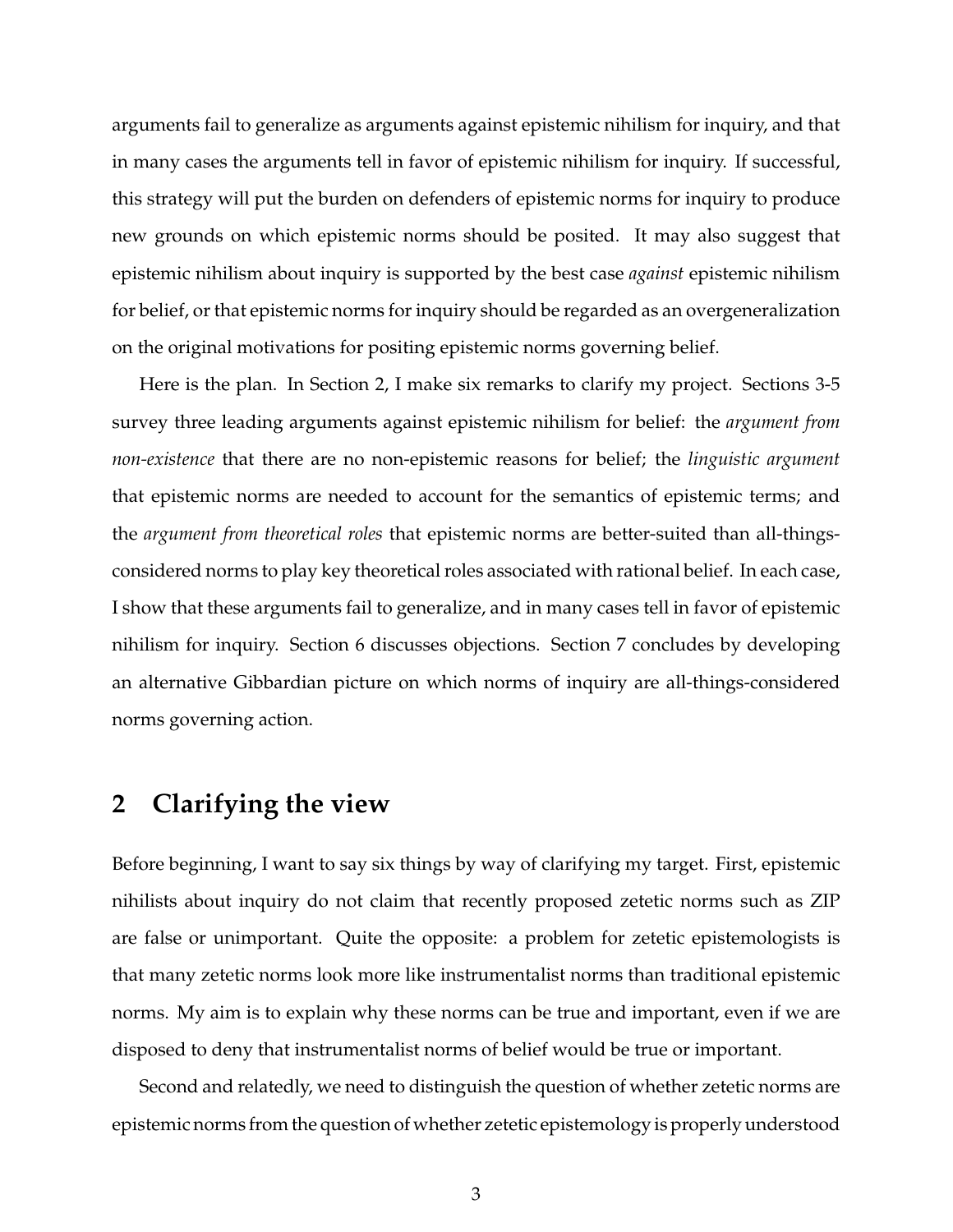arguments fail to generalize as arguments against epistemic nihilism for inquiry, and that in many cases the arguments tell in favor of epistemic nihilism for inquiry. If successful, this strategy will put the burden on defenders of epistemic norms for inquiry to produce new grounds on which epistemic norms should be posited. It may also suggest that epistemic nihilism about inquiry is supported by the best case *against* epistemic nihilism for belief, or that epistemic norms for inquiry should be regarded as an overgeneralization on the original motivations for positing epistemic norms governing belief.

Here is the plan. In Section 2, I make six remarks to clarify my project. Sections 3-5 survey three leading arguments against epistemic nihilism for belief: the *argument from non-existence* that there are no non-epistemic reasons for belief; the *linguistic argument* that epistemic norms are needed to account for the semantics of epistemic terms; and the *argument from theoretical roles* that epistemic norms are better-suited than all-things-considered norms to play key theoretical roles associated with rational belief. In each case, I show that these arguments fail to generalize, and in many cases tell in favor of epistemic nihilism for inquiry. Section 6 discusses objections. Section 7 concludes by developing an alternative Gibbardian picture on which norms of inquiry are all-things-considered norms governing action.

## 2 Clarifying the view

Before beginning, I want to say six things by way of clarifying my target. First, epistemic nihilists about inquiry do not claim that recently proposed zetetic norms such as ZIP are false or unimportant. Quite the opposite: a problem for zetetic epistemologists is that many zetetic norms look more like instrumentalist norms than traditional epistemic norms. My aim is to explain why these norms can be true and important, even if we are disposed to deny that instrumentalist norms of belief would be true or important.

Second and relatedly, we need to distinguish the question of whether zetetic norms are epistemic norms from the question of whether zetetic epistemology is properly understood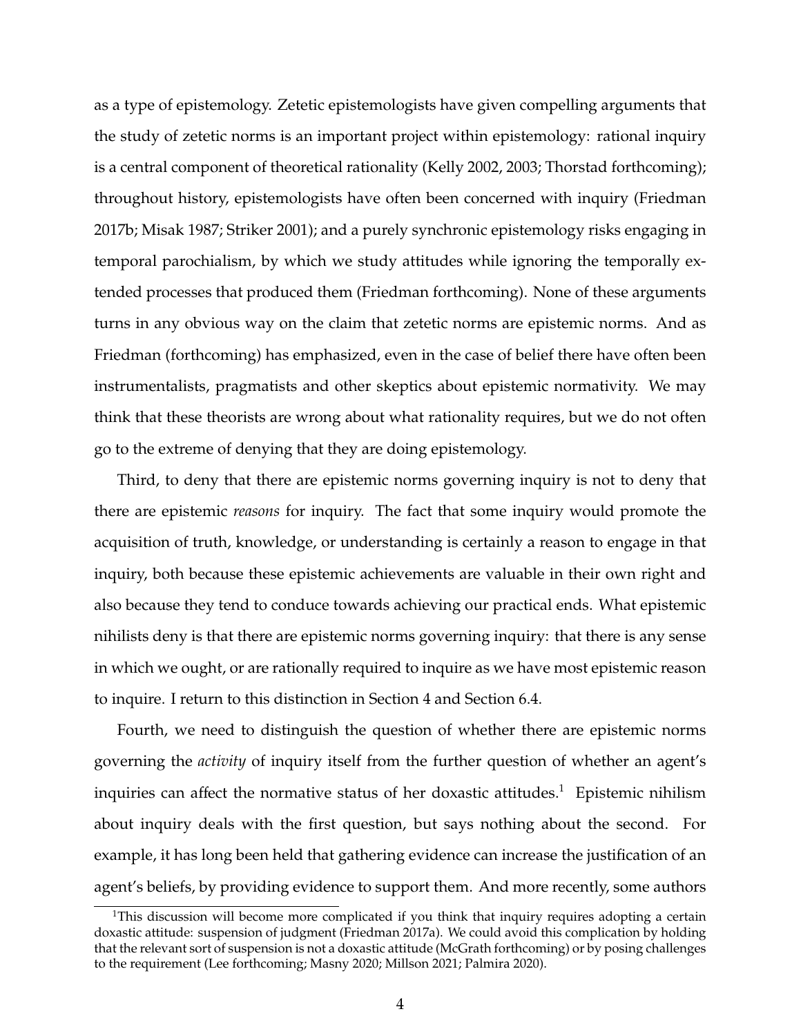as a type of epistemology. Zetetic epistemologists have given compelling arguments that the study of zetetic norms is an important project within epistemology: rational inquiry is a central component of theoretical rationality (Kelly 2002, 2003; Thorstad forthcoming); throughout history, epistemologists have often been concerned with inquiry (Friedman 2017b; Misak 1987; Striker 2001); and a purely synchronic epistemology risks engaging in temporal parochialism, by which we study attitudes while ignoring the temporally extended processes that produced them (Friedman forthcoming). None of these arguments turns in any obvious way on the claim that zetetic norms are epistemic norms. And as Friedman (forthcoming) has emphasized, even in the case of belief there have often been instrumentalists, pragmatists and other skeptics about epistemic normativity. We may think that these theorists are wrong about what rationality requires, but we do not often go to the extreme of denying that they are doing epistemology.

Third, to deny that there are epistemic norms governing inquiry is not to deny that there are epistemic *reasons* for inquiry. The fact that some inquiry would promote the acquisition of truth, knowledge, or understanding is certainly a reason to engage in that inquiry, both because these epistemic achievements are valuable in their own right and also because they tend to conduce towards achieving our practical ends. What epistemic nihilists deny is that there are epistemic norms governing inquiry: that there is any sense in which we ought, or are rationally required to inquire as we have most epistemic reason to inquire. I return to this distinction in Section 4 and Section 6.4.

Fourth, we need to distinguish the question of whether there are epistemic norms governing the *activity* of inquiry itself from the further question of whether an agent's inquiries can affect the normative status of her doxastic attitudes.[1] Epistemic nihilism about inquiry deals with the first question, but says nothing about the second. For example, it has long been held that gathering evidence can increase the justification of an agent's beliefs, by providing evidence to support them. And more recently, some authors

[1] This discussion will become more complicated if you think that inquiry requires adopting a certain doxastic attitude: suspension of judgment (Friedman 2017a). We could avoid this complication by holding that the relevant sort of suspension is not a doxastic attitude (McGrath forthcoming) or by posing challenges to the requirement (Lee forthcoming; Masny 2020; Millson 2021; Palmira 2020).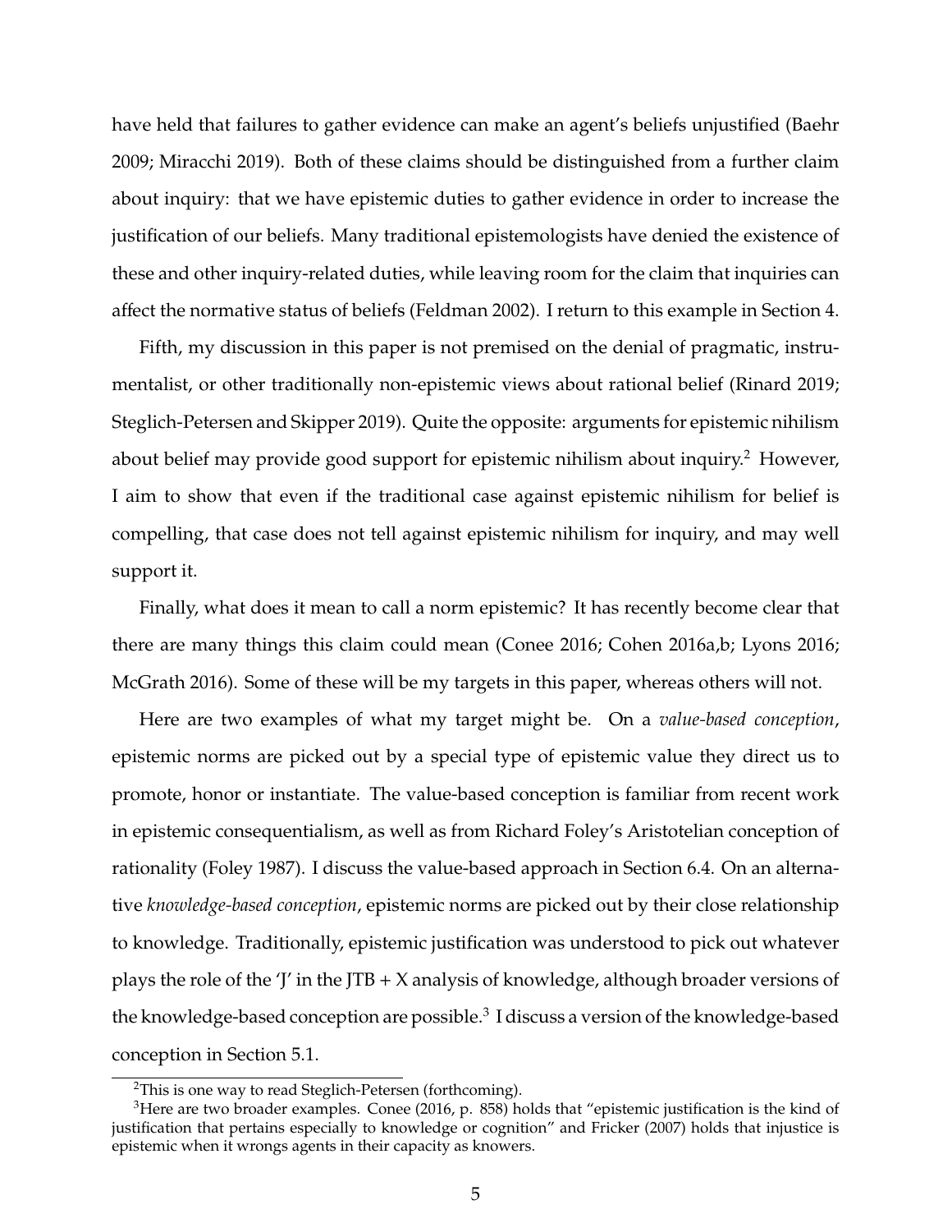have held that failures to gather evidence can make an agent's beliefs unjustified (Baehr 2009; Miracchi 2019). Both of these claims should be distinguished from a further claim about inquiry: that we have epistemic duties to gather evidence in order to increase the justification of our beliefs. Many traditional epistemologists have denied the existence of these and other inquiry-related duties, while leaving room for the claim that inquiries can affect the normative status of beliefs (Feldman 2002). I return to this example in Section 4.

Fifth, my discussion in this paper is not premised on the denial of pragmatic, instrumentalist, or other traditionally non-epistemic views about rational belief (Rinard 2019; Steglich-Petersen and Skipper 2019). Quite the opposite: arguments for epistemic nihilism about belief may provide good support for epistemic nihilism about inquiry.[2] However, I aim to show that even if the traditional case against epistemic nihilism for belief is compelling, that case does not tell against epistemic nihilism for inquiry, and may well support it.

Finally, what does it mean to call a norm epistemic? It has recently become clear that there are many things this claim could mean (Conee 2016; Cohen 2016a,b; Lyons 2016; McGrath 2016). Some of these will be my targets in this paper, whereas others will not.

Here are two examples of what my target might be. On a *value-based conception*, epistemic norms are picked out by a special type of epistemic value they direct us to promote, honor or instantiate. The value-based conception is familiar from recent work in epistemic consequentialism, as well as from Richard Foley's Aristotelian conception of rationality (Foley 1987). I discuss the value-based approach in Section 6.4. On an alternative *knowledge-based conception*, epistemic norms are picked out by their close relationship to knowledge. Traditionally, epistemic justification was understood to pick out whatever plays the role of the 'J' in the JTB + X analysis of knowledge, although broader versions of the knowledge-based conception are possible.[3] I discuss a version of the knowledge-based conception in Section 5.1.

[2] This is one way to read Steglich-Petersen (forthcoming).

[3] Here are two broader examples. Conee (2016, p. 858) holds that "epistemic justification is the kind of justification that pertains especially to knowledge or cognition" and Fricker (2007) holds that injustice is epistemic when it wrongs agents in their capacity as knowers.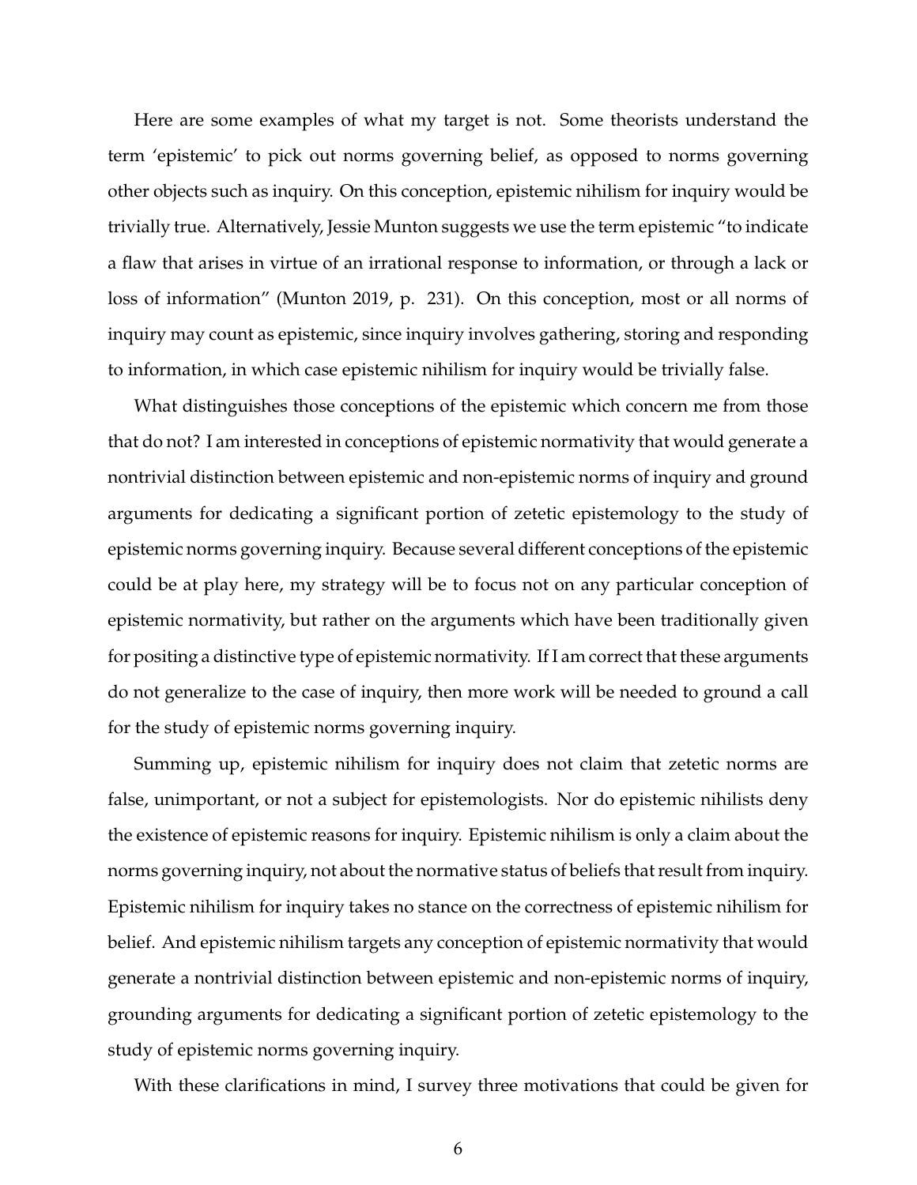Here are some examples of what my target is not. Some theorists understand the term 'epistemic' to pick out norms governing belief, as opposed to norms governing other objects such as inquiry. On this conception, epistemic nihilism for inquiry would be trivially true. Alternatively, Jessie Munton suggests we use the term epistemic "to indicate a flaw that arises in virtue of an irrational response to information, or through a lack or loss of information" (Munton 2019, p. 231). On this conception, most or all norms of inquiry may count as epistemic, since inquiry involves gathering, storing and responding to information, in which case epistemic nihilism for inquiry would be trivially false.

What distinguishes those conceptions of the epistemic which concern me from those that do not? I am interested in conceptions of epistemic normativity that would generate a nontrivial distinction between epistemic and non-epistemic norms of inquiry and ground arguments for dedicating a significant portion of zetetic epistemology to the study of epistemic norms governing inquiry. Because several different conceptions of the epistemic could be at play here, my strategy will be to focus not on any particular conception of epistemic normativity, but rather on the arguments which have been traditionally given for positing a distinctive type of epistemic normativity. If I am correct that these arguments do not generalize to the case of inquiry, then more work will be needed to ground a call for the study of epistemic norms governing inquiry.

Summing up, epistemic nihilism for inquiry does not claim that zetetic norms are false, unimportant, or not a subject for epistemologists. Nor do epistemic nihilists deny the existence of epistemic reasons for inquiry. Epistemic nihilism is only a claim about the norms governing inquiry, not about the normative status of beliefs that result from inquiry. Epistemic nihilism for inquiry takes no stance on the correctness of epistemic nihilism for belief. And epistemic nihilism targets any conception of epistemic normativity that would generate a nontrivial distinction between epistemic and non-epistemic norms of inquiry, grounding arguments for dedicating a significant portion of zetetic epistemology to the study of epistemic norms governing inquiry.

With these clarifications in mind, I survey three motivations that could be given for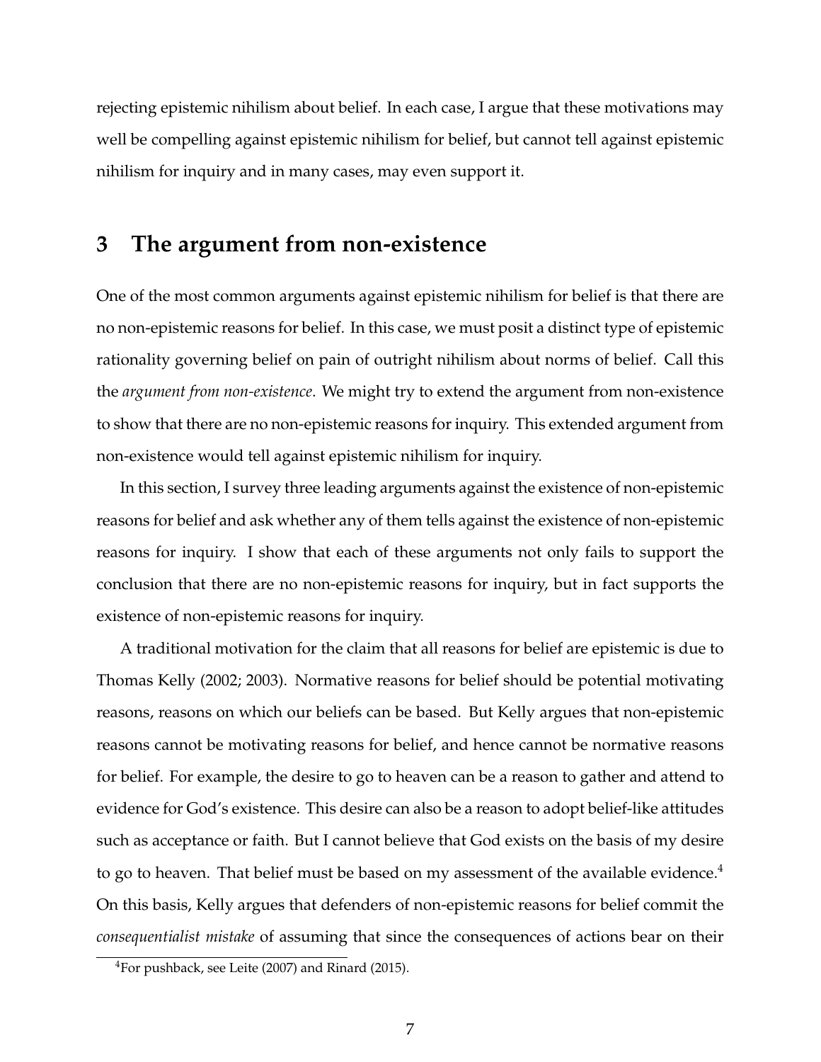rejecting epistemic nihilism about belief. In each case, I argue that these motivations may well be compelling against epistemic nihilism for belief, but cannot tell against epistemic nihilism for inquiry and in many cases, may even support it.

## 3 The argument from non-existence

One of the most common arguments against epistemic nihilism for belief is that there are no non-epistemic reasons for belief. In this case, we must posit a distinct type of epistemic rationality governing belief on pain of outright nihilism about norms of belief. Call this the *argument from non-existence*. We might try to extend the argument from non-existence to show that there are no non-epistemic reasons for inquiry. This extended argument from non-existence would tell against epistemic nihilism for inquiry.

In this section, I survey three leading arguments against the existence of non-epistemic reasons for belief and ask whether any of them tells against the existence of non-epistemic reasons for inquiry. I show that each of these arguments not only fails to support the conclusion that there are no non-epistemic reasons for inquiry, but in fact supports the existence of non-epistemic reasons for inquiry.

A traditional motivation for the claim that all reasons for belief are epistemic is due to Thomas Kelly (2002; 2003). Normative reasons for belief should be potential motivating reasons, reasons on which our beliefs can be based. But Kelly argues that non-epistemic reasons cannot be motivating reasons for belief, and hence cannot be normative reasons for belief. For example, the desire to go to heaven can be a reason to gather and attend to evidence for God's existence. This desire can also be a reason to adopt belief-like attitudes such as acceptance or faith. But I cannot believe that God exists on the basis of my desire to go to heaven. That belief must be based on my assessment of the available evidence.[4] On this basis, Kelly argues that defenders of non-epistemic reasons for belief commit the *consequentialist mistake* of assuming that since the consequences of actions bear on their

[4] For pushback, see Leite (2007) and Rinard (2015).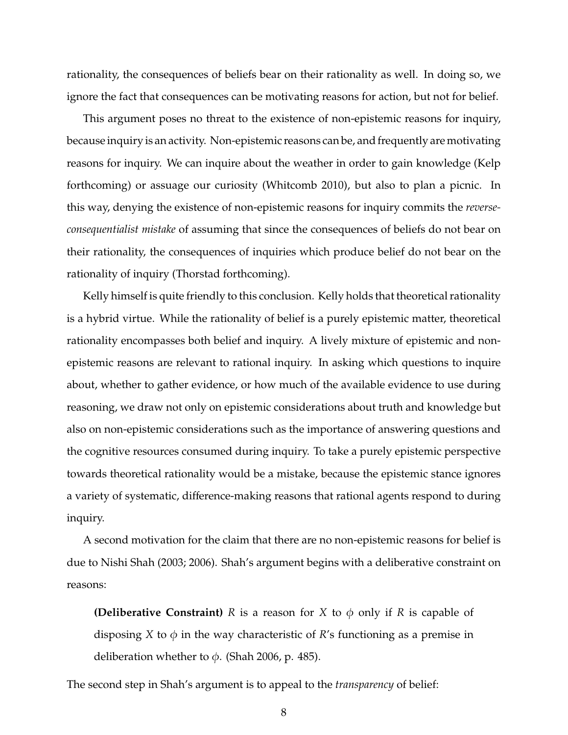rationality, the consequences of beliefs bear on their rationality as well. In doing so, we ignore the fact that consequences can be motivating reasons for action, but not for belief.

This argument poses no threat to the existence of non-epistemic reasons for inquiry, because inquiry is an activity. Non-epistemic reasons can be, and frequently are motivating reasons for inquiry. We can inquire about the weather in order to gain knowledge (Kelp forthcoming) or assuage our curiosity (Whitcomb 2010), but also to plan a picnic. In this way, denying the existence of non-epistemic reasons for inquiry commits the *reverse-consequentialist mistake* of assuming that since the consequences of beliefs do not bear on their rationality, the consequences of inquiries which produce belief do not bear on the rationality of inquiry (Thorstad forthcoming).

Kelly himself is quite friendly to this conclusion. Kelly holds that theoretical rationality is a hybrid virtue. While the rationality of belief is a purely epistemic matter, theoretical rationality encompasses both belief and inquiry. A lively mixture of epistemic and non-epistemic reasons are relevant to rational inquiry. In asking which questions to inquire about, whether to gather evidence, or how much of the available evidence to use during reasoning, we draw not only on epistemic considerations about truth and knowledge but also on non-epistemic considerations such as the importance of answering questions and the cognitive resources consumed during inquiry. To take a purely epistemic perspective towards theoretical rationality would be a mistake, because the epistemic stance ignores a variety of systematic, difference-making reasons that rational agents respond to during inquiry.

A second motivation for the claim that there are no non-epistemic reasons for belief is due to Nishi Shah (2003; 2006). Shah's argument begins with a deliberative constraint on reasons:

> **(Deliberative Constraint)** *R* is a reason for *X* to $\phi$ only if *R* is capable of disposing *X* to $\phi$ in the way characteristic of *R*'s functioning as a premise in deliberation whether to $\phi$. (Shah 2006, p. 485).

The second step in Shah's argument is to appeal to the *transparency* of belief: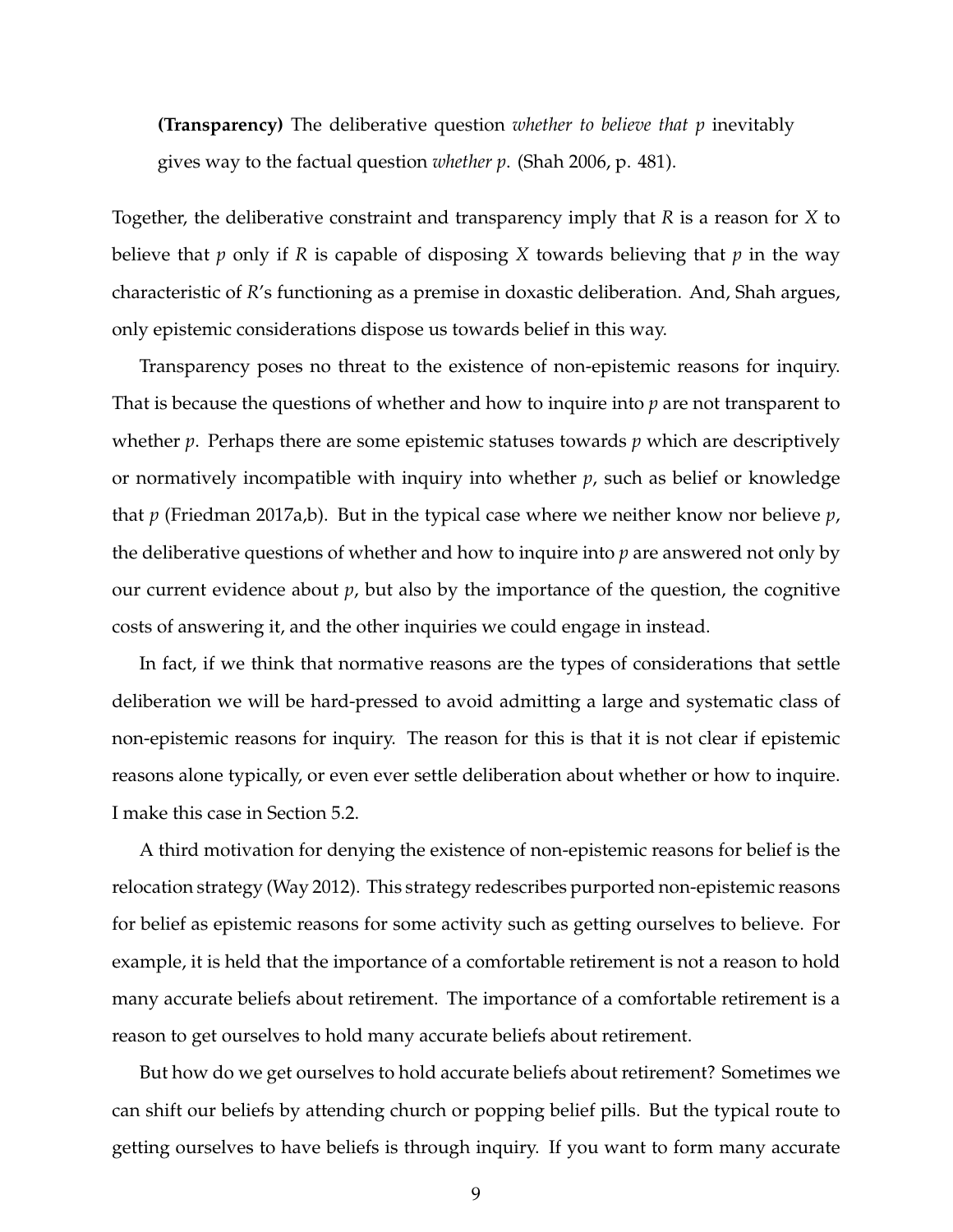> **(Transparency)** The deliberative question *whether to believe that p* inevitably gives way to the factual question *whether p*. (Shah 2006, p. 481).

Together, the deliberative constraint and transparency imply that *R* is a reason for *X* to believe that *p* only if *R* is capable of disposing *X* towards believing that *p* in the way characteristic of *R*'s functioning as a premise in doxastic deliberation. And, Shah argues, only epistemic considerations dispose us towards belief in this way.

Transparency poses no threat to the existence of non-epistemic reasons for inquiry. That is because the questions of whether and how to inquire into *p* are not transparent to whether *p*. Perhaps there are some epistemic statuses towards *p* which are descriptively or normatively incompatible with inquiry into whether *p*, such as belief or knowledge that *p* (Friedman 2017a,b). But in the typical case where we neither know nor believe *p*, the deliberative questions of whether and how to inquire into *p* are answered not only by our current evidence about *p*, but also by the importance of the question, the cognitive costs of answering it, and the other inquiries we could engage in instead.

In fact, if we think that normative reasons are the types of considerations that settle deliberation we will be hard-pressed to avoid admitting a large and systematic class of non-epistemic reasons for inquiry. The reason for this is that it is not clear if epistemic reasons alone typically, or even ever settle deliberation about whether or how to inquire. I make this case in Section 5.2.

A third motivation for denying the existence of non-epistemic reasons for belief is the relocation strategy (Way 2012). This strategy redescribes purported non-epistemic reasons for belief as epistemic reasons for some activity such as getting ourselves to believe. For example, it is held that the importance of a comfortable retirement is not a reason to hold many accurate beliefs about retirement. The importance of a comfortable retirement is a reason to get ourselves to hold many accurate beliefs about retirement.

But how do we get ourselves to hold accurate beliefs about retirement? Sometimes we can shift our beliefs by attending church or popping belief pills. But the typical route to getting ourselves to have beliefs is through inquiry. If you want to form many accurate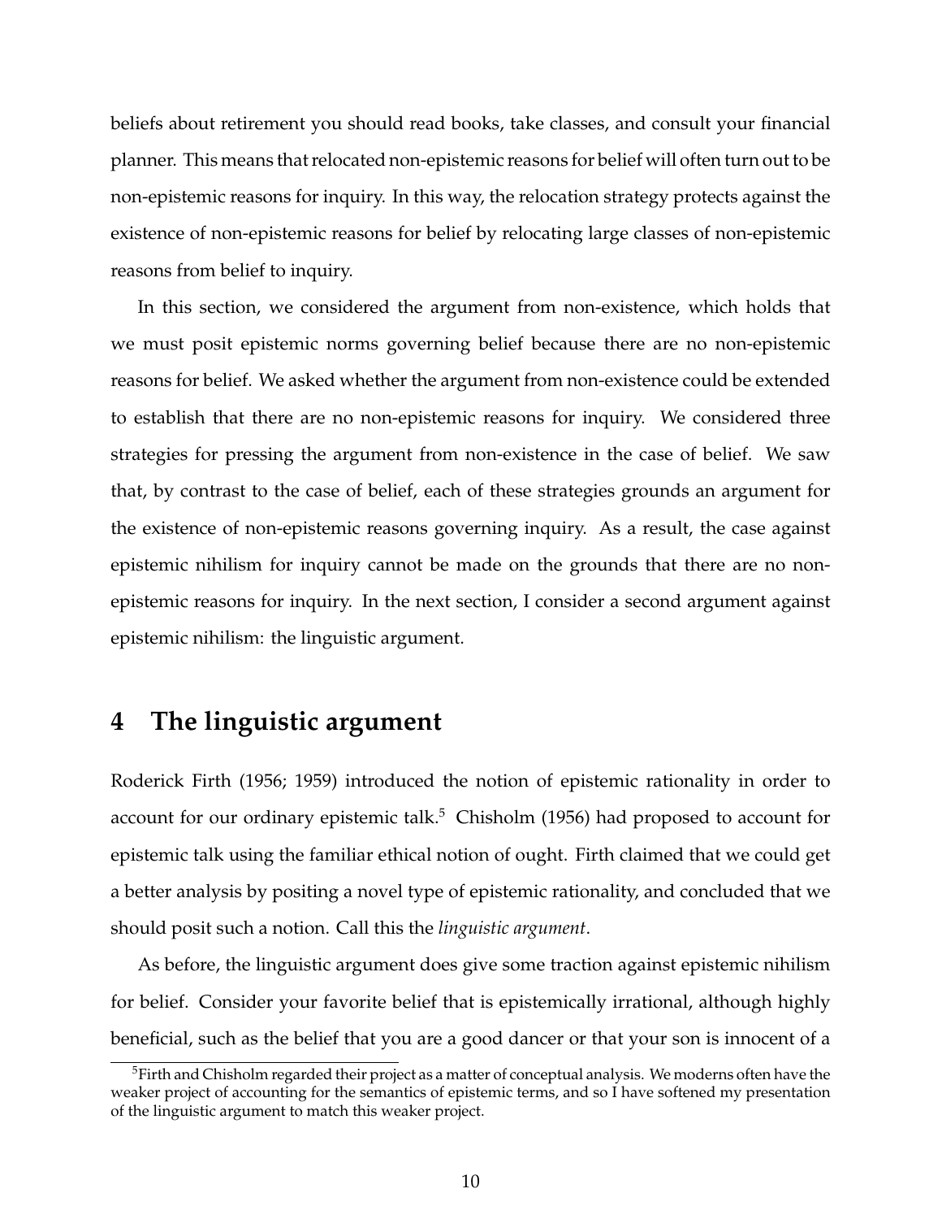beliefs about retirement you should read books, take classes, and consult your financial planner. This means that relocated non-epistemic reasons for belief will often turn out to be non-epistemic reasons for inquiry. In this way, the relocation strategy protects against the existence of non-epistemic reasons for belief by relocating large classes of non-epistemic reasons from belief to inquiry.

In this section, we considered the argument from non-existence, which holds that we must posit epistemic norms governing belief because there are no non-epistemic reasons for belief. We asked whether the argument from non-existence could be extended to establish that there are no non-epistemic reasons for inquiry. We considered three strategies for pressing the argument from non-existence in the case of belief. We saw that, by contrast to the case of belief, each of these strategies grounds an argument for the existence of non-epistemic reasons governing inquiry. As a result, the case against epistemic nihilism for inquiry cannot be made on the grounds that there are no non-epistemic reasons for inquiry. In the next section, I consider a second argument against epistemic nihilism: the linguistic argument.

## 4 The linguistic argument

Roderick Firth (1956; 1959) introduced the notion of epistemic rationality in order to account for our ordinary epistemic talk.[5] Chisholm (1956) had proposed to account for epistemic talk using the familiar ethical notion of ought. Firth claimed that we could get a better analysis by positing a novel type of epistemic rationality, and concluded that we should posit such a notion. Call this the *linguistic argument*.

As before, the linguistic argument does give some traction against epistemic nihilism for belief. Consider your favorite belief that is epistemically irrational, although highly beneficial, such as the belief that you are a good dancer or that your son is innocent of a

[5] Firth and Chisholm regarded their project as a matter of conceptual analysis. We moderns often have the weaker project of accounting for the semantics of epistemic terms, and so I have softened my presentation of the linguistic argument to match this weaker project.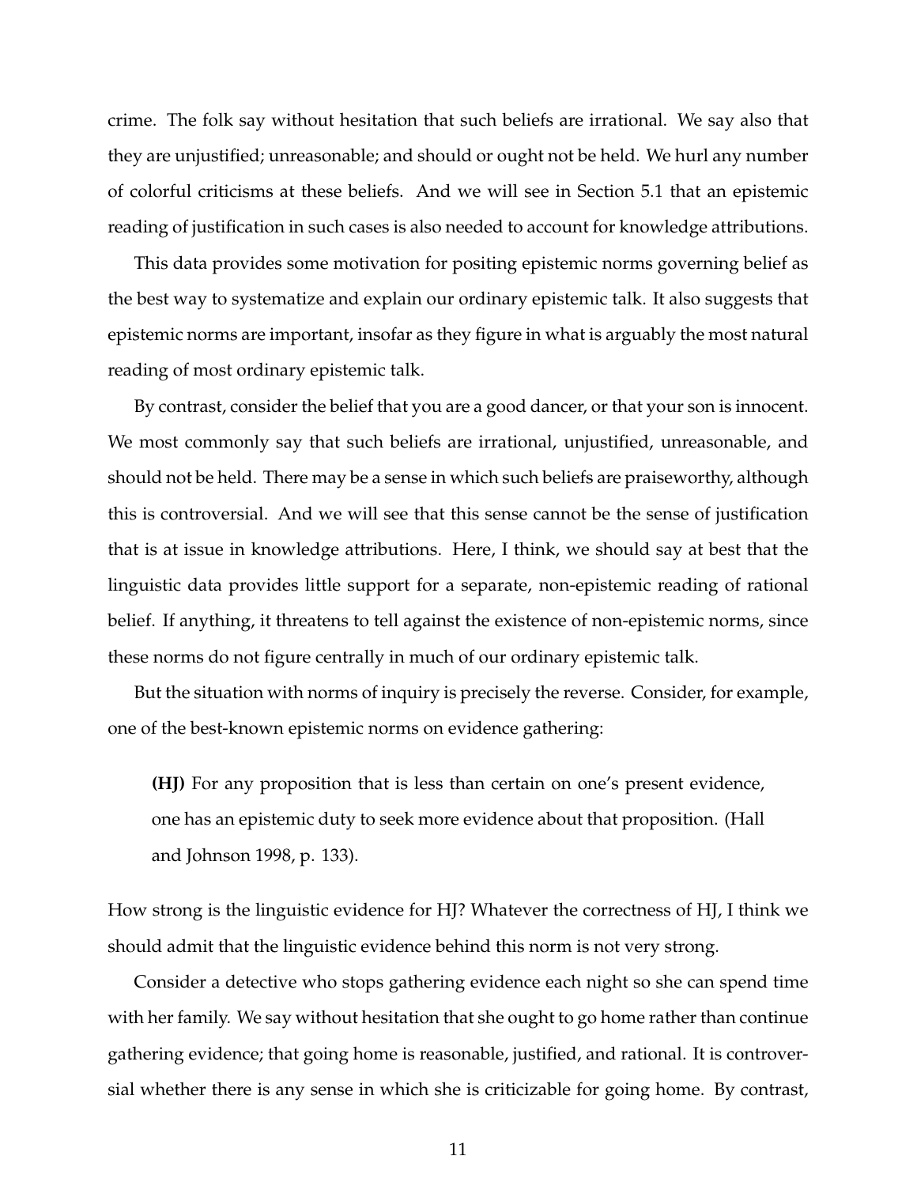crime. The folk say without hesitation that such beliefs are irrational. We say also that they are unjustified; unreasonable; and should or ought not be held. We hurl any number of colorful criticisms at these beliefs. And we will see in Section 5.1 that an epistemic reading of justification in such cases is also needed to account for knowledge attributions.

This data provides some motivation for positing epistemic norms governing belief as the best way to systematize and explain our ordinary epistemic talk. It also suggests that epistemic norms are important, insofar as they figure in what is arguably the most natural reading of most ordinary epistemic talk.

By contrast, consider the belief that you are a good dancer, or that your son is innocent. We most commonly say that such beliefs are irrational, unjustified, unreasonable, and should not be held. There may be a sense in which such beliefs are praiseworthy, although this is controversial. And we will see that this sense cannot be the sense of justification that is at issue in knowledge attributions. Here, I think, we should say at best that the linguistic data provides little support for a separate, non-epistemic reading of rational belief. If anything, it threatens to tell against the existence of non-epistemic norms, since these norms do not figure centrally in much of our ordinary epistemic talk.

But the situation with norms of inquiry is precisely the reverse. Consider, for example, one of the best-known epistemic norms on evidence gathering:

> **(HJ)** For any proposition that is less than certain on one's present evidence, one has an epistemic duty to seek more evidence about that proposition. (Hall and Johnson 1998, p. 133).

How strong is the linguistic evidence for HJ? Whatever the correctness of HJ, I think we should admit that the linguistic evidence behind this norm is not very strong.

Consider a detective who stops gathering evidence each night so she can spend time with her family. We say without hesitation that she ought to go home rather than continue gathering evidence; that going home is reasonable, justified, and rational. It is controversial whether there is any sense in which she is criticizable for going home. By contrast,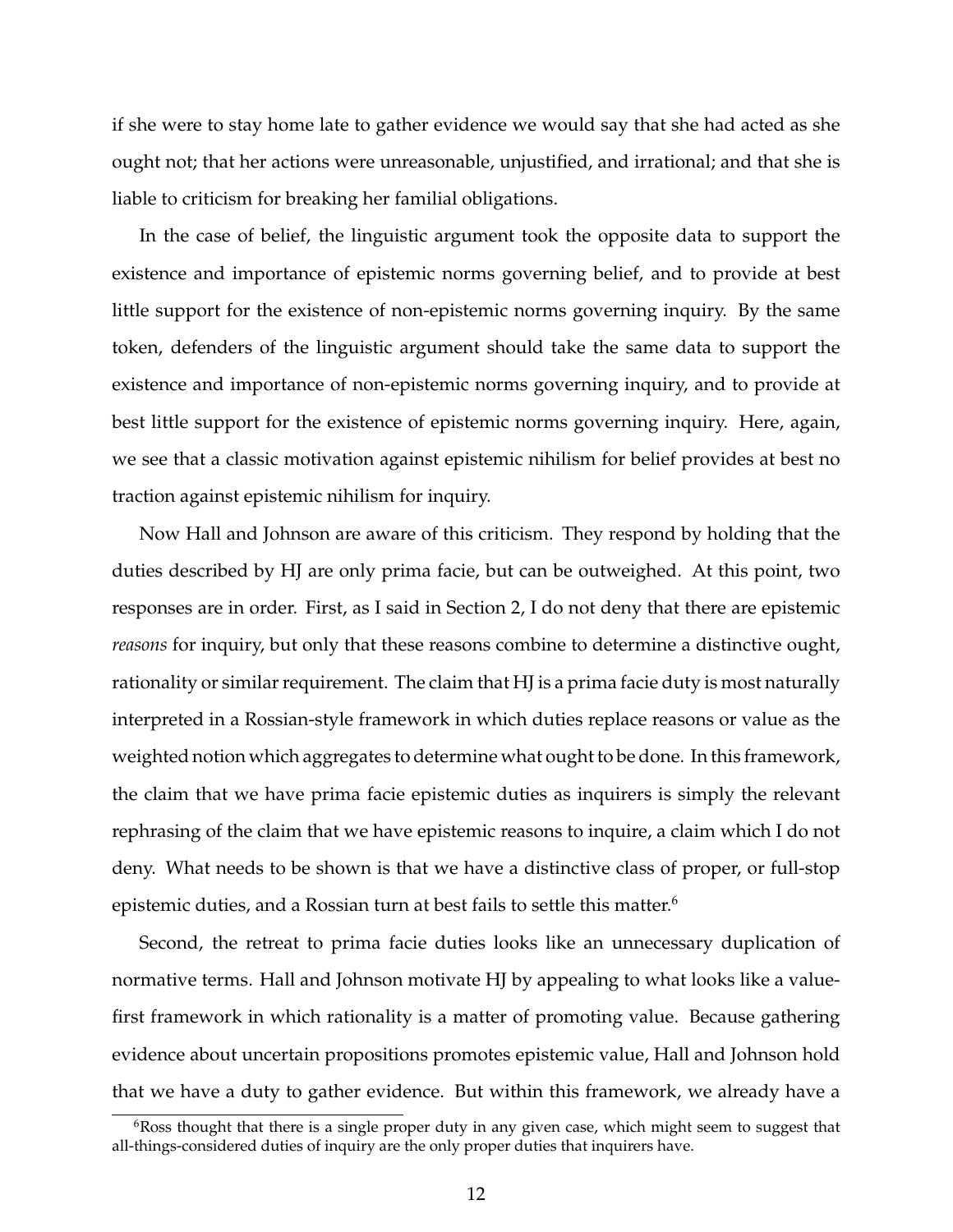if she were to stay home late to gather evidence we would say that she had acted as she ought not; that her actions were unreasonable, unjustified, and irrational; and that she is liable to criticism for breaking her familial obligations.

In the case of belief, the linguistic argument took the opposite data to support the existence and importance of epistemic norms governing belief, and to provide at best little support for the existence of non-epistemic norms governing inquiry. By the same token, defenders of the linguistic argument should take the same data to support the existence and importance of non-epistemic norms governing inquiry, and to provide at best little support for the existence of epistemic norms governing inquiry. Here, again, we see that a classic motivation against epistemic nihilism for belief provides at best no traction against epistemic nihilism for inquiry.

Now Hall and Johnson are aware of this criticism. They respond by holding that the duties described by HJ are only prima facie, but can be outweighed. At this point, two responses are in order. First, as I said in Section 2, I do not deny that there are epistemic *reasons* for inquiry, but only that these reasons combine to determine a distinctive ought, rationality or similar requirement. The claim that HJ is a prima facie duty is most naturally interpreted in a Rossian-style framework in which duties replace reasons or value as the weighted notion which aggregates to determine what ought to be done. In this framework, the claim that we have prima facie epistemic duties as inquirers is simply the relevant rephrasing of the claim that we have epistemic reasons to inquire, a claim which I do not deny. What needs to be shown is that we have a distinctive class of proper, or full-stop epistemic duties, and a Rossian turn at best fails to settle this matter.[6]

Second, the retreat to prima facie duties looks like an unnecessary duplication of normative terms. Hall and Johnson motivate HJ by appealing to what looks like a value-first framework in which rationality is a matter of promoting value. Because gathering evidence about uncertain propositions promotes epistemic value, Hall and Johnson hold that we have a duty to gather evidence. But within this framework, we already have a

[6] Ross thought that there is a single proper duty in any given case, which might seem to suggest that all-things-considered duties of inquiry are the only proper duties that inquirers have.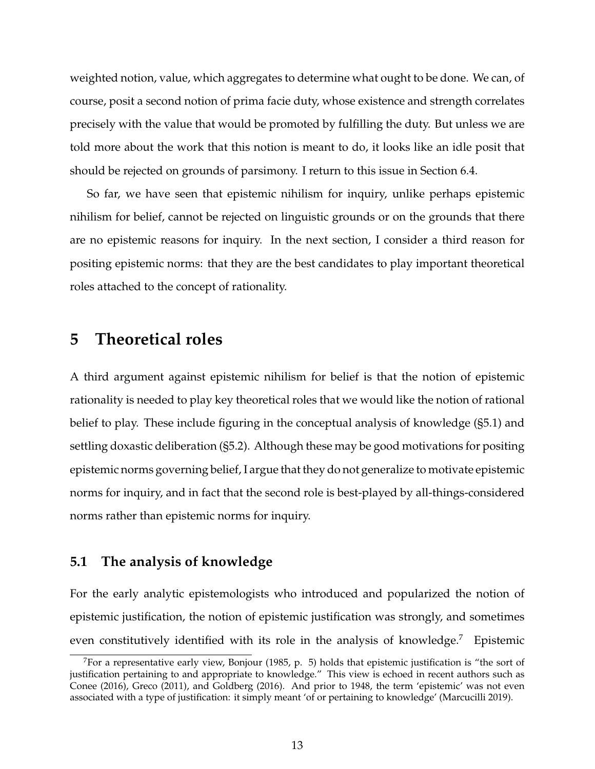weighted notion, value, which aggregates to determine what ought to be done. We can, of course, posit a second notion of prima facie duty, whose existence and strength correlates precisely with the value that would be promoted by fulfilling the duty. But unless we are told more about the work that this notion is meant to do, it looks like an idle posit that should be rejected on grounds of parsimony. I return to this issue in Section 6.4.

So far, we have seen that epistemic nihilism for inquiry, unlike perhaps epistemic nihilism for belief, cannot be rejected on linguistic grounds or on the grounds that there are no epistemic reasons for inquiry. In the next section, I consider a third reason for positing epistemic norms: that they are the best candidates to play important theoretical roles attached to the concept of rationality.

## 5 Theoretical roles

A third argument against epistemic nihilism for belief is that the notion of epistemic rationality is needed to play key theoretical roles that we would like the notion of rational belief to play. These include figuring in the conceptual analysis of knowledge (§5.1) and settling doxastic deliberation (§5.2). Although these may be good motivations for positing epistemic norms governing belief, I argue that they do not generalize to motivate epistemic norms for inquiry, and in fact that the second role is best-played by all-things-considered norms rather than epistemic norms for inquiry.

### 5.1 The analysis of knowledge

For the early analytic epistemologists who introduced and popularized the notion of epistemic justification, the notion of epistemic justification was strongly, and sometimes even constitutively identified with its role in the analysis of knowledge.[7] Epistemic

[7] For a representative early view, Bonjour (1985, p. 5) holds that epistemic justification is "the sort of justification pertaining to and appropriate to knowledge." This view is echoed in recent authors such as Conee (2016), Greco (2011), and Goldberg (2016). And prior to 1948, the term 'epistemic' was not even associated with a type of justification: it simply meant 'of or pertaining to knowledge' (Marcucilli 2019).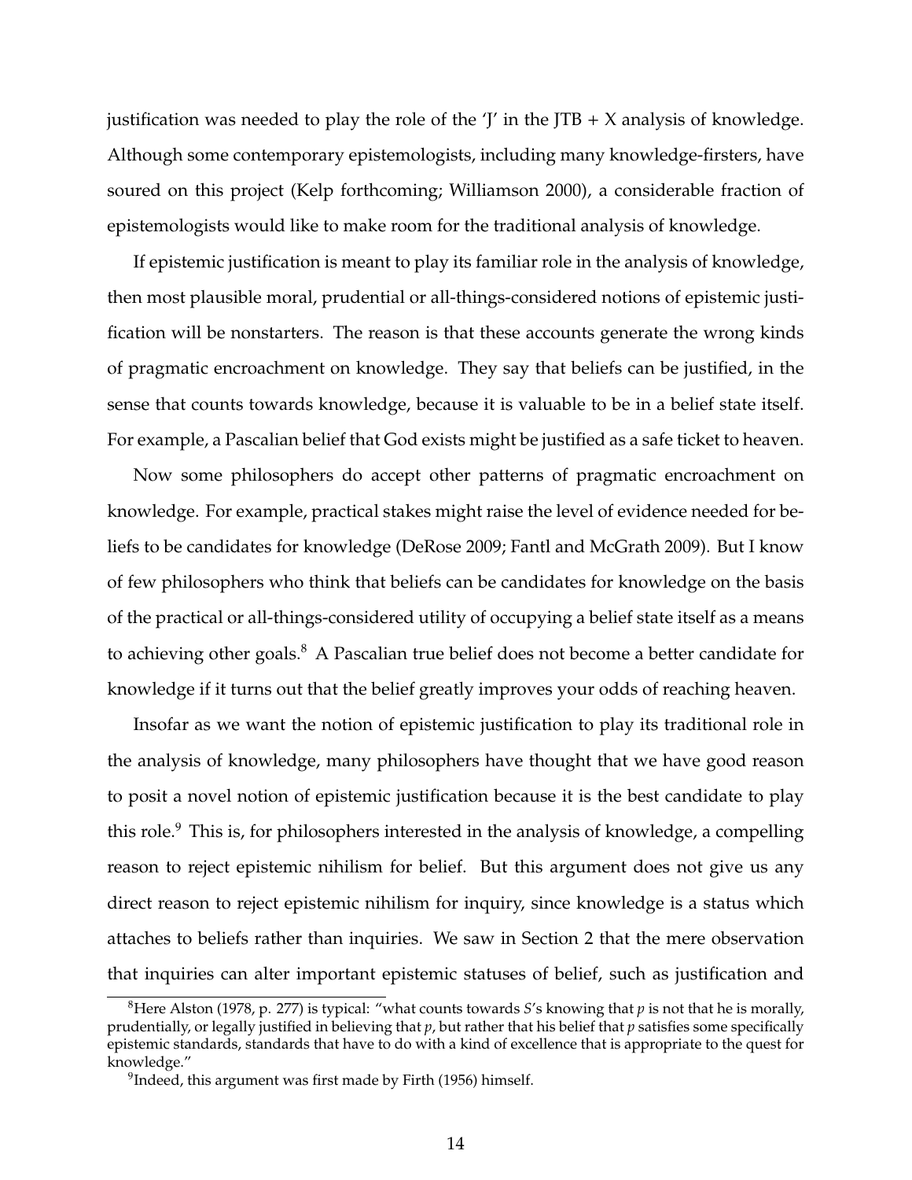justification was needed to play the role of the 'J' in the JTB + X analysis of knowledge. Although some contemporary epistemologists, including many knowledge-firsters, have soured on this project (Kelp forthcoming; Williamson 2000), a considerable fraction of epistemologists would like to make room for the traditional analysis of knowledge.

If epistemic justification is meant to play its familiar role in the analysis of knowledge, then most plausible moral, prudential or all-things-considered notions of epistemic justification will be nonstarters. The reason is that these accounts generate the wrong kinds of pragmatic encroachment on knowledge. They say that beliefs can be justified, in the sense that counts towards knowledge, because it is valuable to be in a belief state itself. For example, a Pascalian belief that God exists might be justified as a safe ticket to heaven.

Now some philosophers do accept other patterns of pragmatic encroachment on knowledge. For example, practical stakes might raise the level of evidence needed for beliefs to be candidates for knowledge (DeRose 2009; Fantl and McGrath 2009). But I know of few philosophers who think that beliefs can be candidates for knowledge on the basis of the practical or all-things-considered utility of occupying a belief state itself as a means to achieving other goals.[8] A Pascalian true belief does not become a better candidate for knowledge if it turns out that the belief greatly improves your odds of reaching heaven.

Insofar as we want the notion of epistemic justification to play its traditional role in the analysis of knowledge, many philosophers have thought that we have good reason to posit a novel notion of epistemic justification because it is the best candidate to play this role.[9] This is, for philosophers interested in the analysis of knowledge, a compelling reason to reject epistemic nihilism for belief. But this argument does not give us any direct reason to reject epistemic nihilism for inquiry, since knowledge is a status which attaches to beliefs rather than inquiries. We saw in Section 2 that the mere observation that inquiries can alter important epistemic statuses of belief, such as justification and

[8] Here Alston (1978, p. 277) is typical: "what counts towards *S*'s knowing that *p* is not that he is morally, prudentially, or legally justified in believing that *p*, but rather that his belief that *p* satisfies some specifically epistemic standards, standards that have to do with a kind of excellence that is appropriate to the quest for knowledge."

[9] Indeed, this argument was first made by Firth (1956) himself.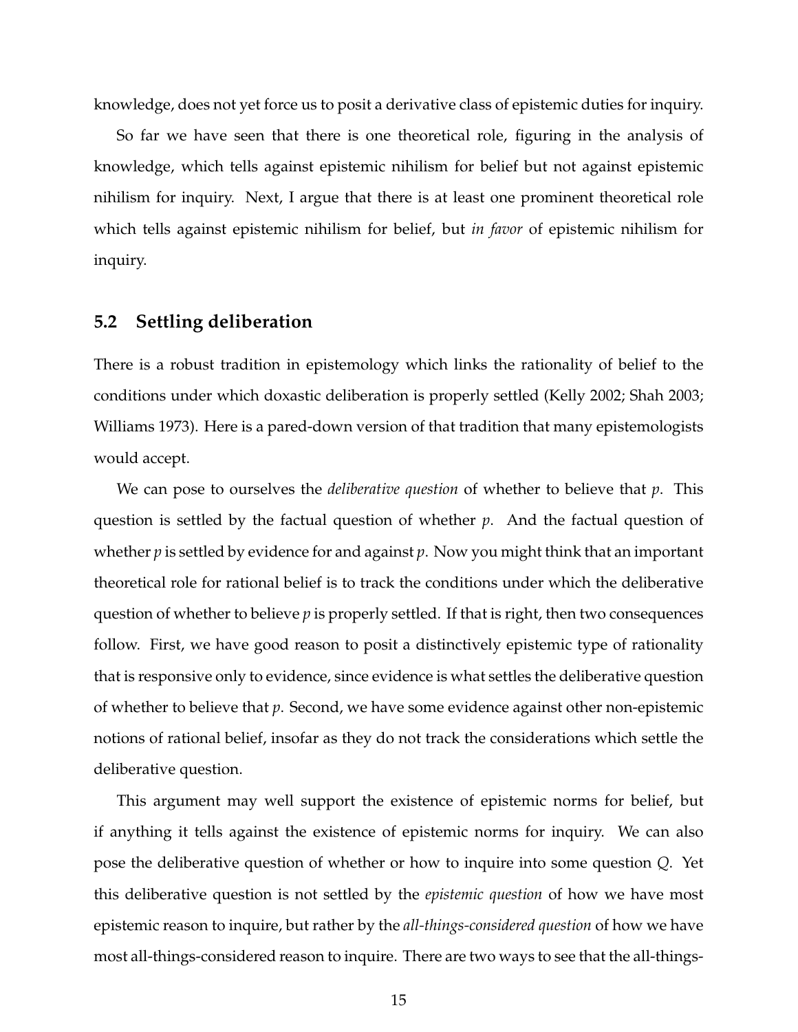knowledge, does not yet force us to posit a derivative class of epistemic duties for inquiry.

So far we have seen that there is one theoretical role, figuring in the analysis of knowledge, which tells against epistemic nihilism for belief but not against epistemic nihilism for inquiry. Next, I argue that there is at least one prominent theoretical role which tells against epistemic nihilism for belief, but *in favor* of epistemic nihilism for inquiry.

### 5.2 Settling deliberation

There is a robust tradition in epistemology which links the rationality of belief to the conditions under which doxastic deliberation is properly settled (Kelly 2002; Shah 2003; Williams 1973). Here is a pared-down version of that tradition that many epistemologists would accept.

We can pose to ourselves the *deliberative question* of whether to believe that $p$. This question is settled by the factual question of whether $p$. And the factual question of whether $p$ is settled by evidence for and against $p$. Now you might think that an important theoretical role for rational belief is to track the conditions under which the deliberative question of whether to believe $p$ is properly settled. If that is right, then two consequences follow. First, we have good reason to posit a distinctively epistemic type of rationality that is responsive only to evidence, since evidence is what settles the deliberative question of whether to believe that $p$. Second, we have some evidence against other non-epistemic notions of rational belief, insofar as they do not track the considerations which settle the deliberative question.

This argument may well support the existence of epistemic norms for belief, but if anything it tells against the existence of epistemic norms for inquiry. We can also pose the deliberative question of whether or how to inquire into some question $Q$. Yet this deliberative question is not settled by the *epistemic question* of how we have most epistemic reason to inquire, but rather by the *all-things-considered question* of how we have most all-things-considered reason to inquire. There are two ways to see that the all-things-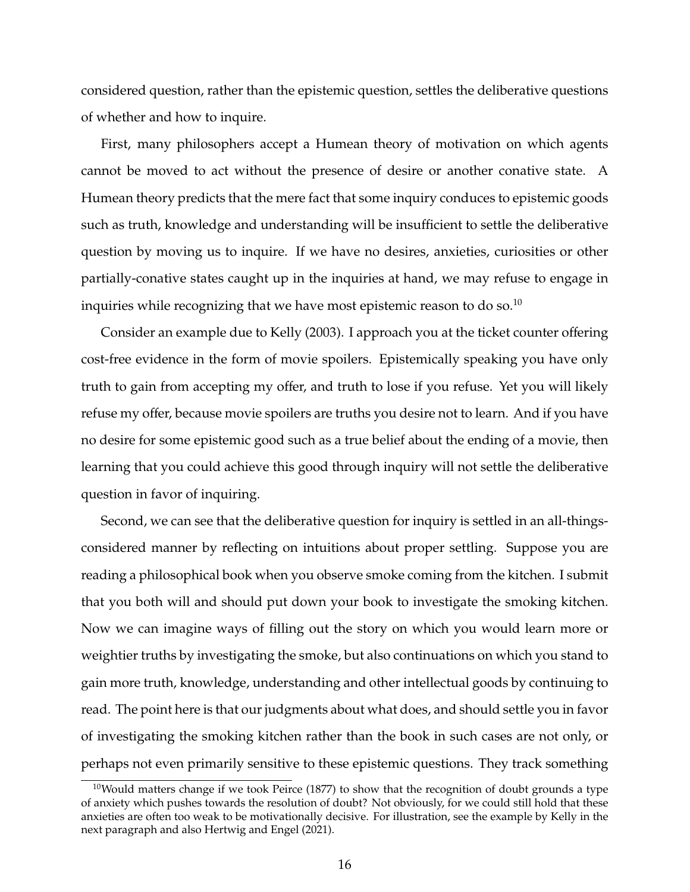considered question, rather than the epistemic question, settles the deliberative questions of whether and how to inquire.

First, many philosophers accept a Humean theory of motivation on which agents cannot be moved to act without the presence of desire or another conative state. A Humean theory predicts that the mere fact that some inquiry conduces to epistemic goods such as truth, knowledge and understanding will be insufficient to settle the deliberative question by moving us to inquire. If we have no desires, anxieties, curiosities or other partially-conative states caught up in the inquiries at hand, we may refuse to engage in inquiries while recognizing that we have most epistemic reason to do so.[10]

Consider an example due to Kelly (2003). I approach you at the ticket counter offering cost-free evidence in the form of movie spoilers. Epistemically speaking you have only truth to gain from accepting my offer, and truth to lose if you refuse. Yet you will likely refuse my offer, because movie spoilers are truths you desire not to learn. And if you have no desire for some epistemic good such as a true belief about the ending of a movie, then learning that you could achieve this good through inquiry will not settle the deliberative question in favor of inquiring.

Second, we can see that the deliberative question for inquiry is settled in an all-things-considered manner by reflecting on intuitions about proper settling. Suppose you are reading a philosophical book when you observe smoke coming from the kitchen. I submit that you both will and should put down your book to investigate the smoking kitchen. Now we can imagine ways of filling out the story on which you would learn more or weightier truths by investigating the smoke, but also continuations on which you stand to gain more truth, knowledge, understanding and other intellectual goods by continuing to read. The point here is that our judgments about what does, and should settle you in favor of investigating the smoking kitchen rather than the book in such cases are not only, or perhaps not even primarily sensitive to these epistemic questions. They track something

[10] Would matters change if we took Peirce (1877) to show that the recognition of doubt grounds a type of anxiety which pushes towards the resolution of doubt? Not obviously, for we could still hold that these anxieties are often too weak to be motivationally decisive. For illustration, see the example by Kelly in the next paragraph and also Hertwig and Engel (2021).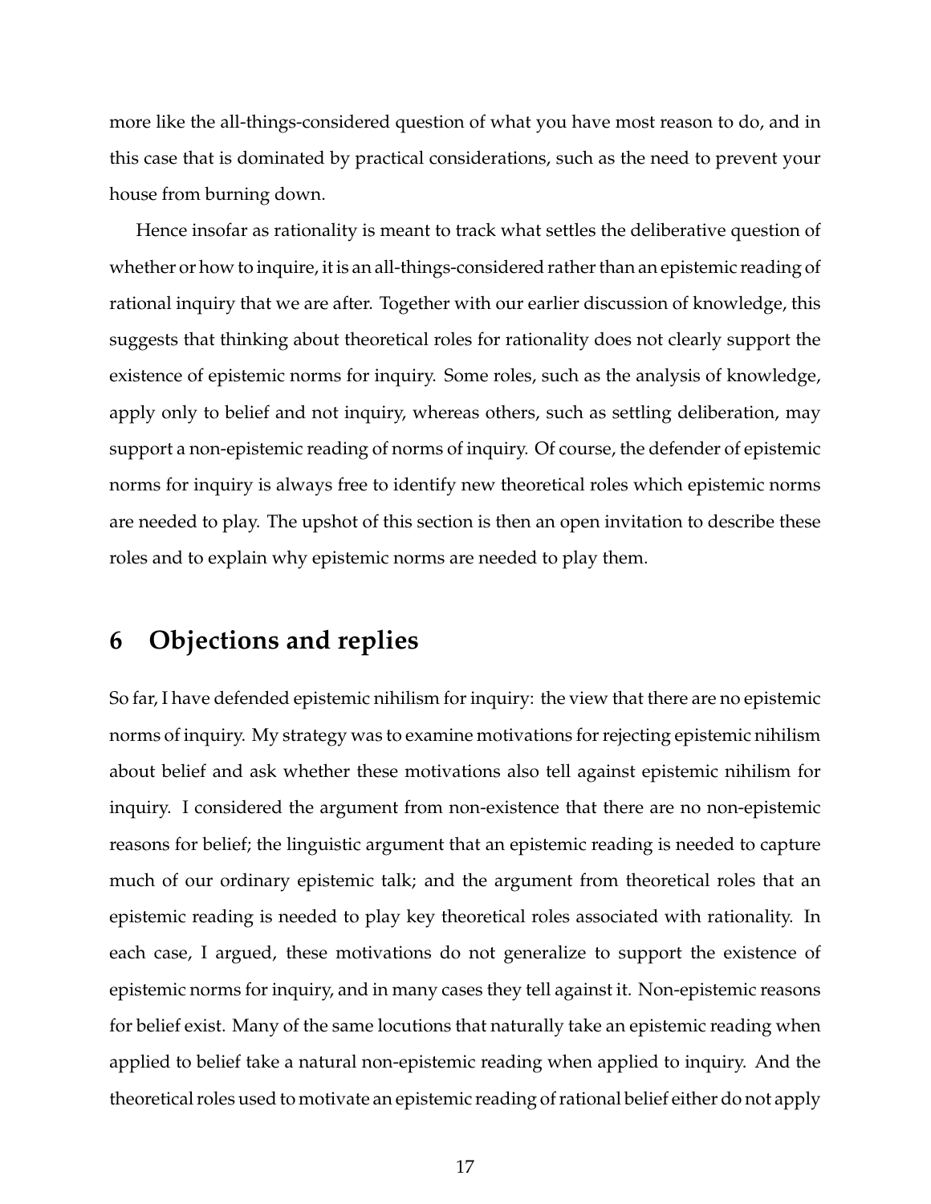more like the all-things-considered question of what you have most reason to do, and in this case that is dominated by practical considerations, such as the need to prevent your house from burning down.

Hence insofar as rationality is meant to track what settles the deliberative question of whether or how to inquire, it is an all-things-considered rather than an epistemic reading of rational inquiry that we are after. Together with our earlier discussion of knowledge, this suggests that thinking about theoretical roles for rationality does not clearly support the existence of epistemic norms for inquiry. Some roles, such as the analysis of knowledge, apply only to belief and not inquiry, whereas others, such as settling deliberation, may support a non-epistemic reading of norms of inquiry. Of course, the defender of epistemic norms for inquiry is always free to identify new theoretical roles which epistemic norms are needed to play. The upshot of this section is then an open invitation to describe these roles and to explain why epistemic norms are needed to play them.

## 6 Objections and replies

So far, I have defended epistemic nihilism for inquiry: the view that there are no epistemic norms of inquiry. My strategy was to examine motivations for rejecting epistemic nihilism about belief and ask whether these motivations also tell against epistemic nihilism for inquiry. I considered the argument from non-existence that there are no non-epistemic reasons for belief; the linguistic argument that an epistemic reading is needed to capture much of our ordinary epistemic talk; and the argument from theoretical roles that an epistemic reading is needed to play key theoretical roles associated with rationality. In each case, I argued, these motivations do not generalize to support the existence of epistemic norms for inquiry, and in many cases they tell against it. Non-epistemic reasons for belief exist. Many of the same locutions that naturally take an epistemic reading when applied to belief take a natural non-epistemic reading when applied to inquiry. And the theoretical roles used to motivate an epistemic reading of rational belief either do not apply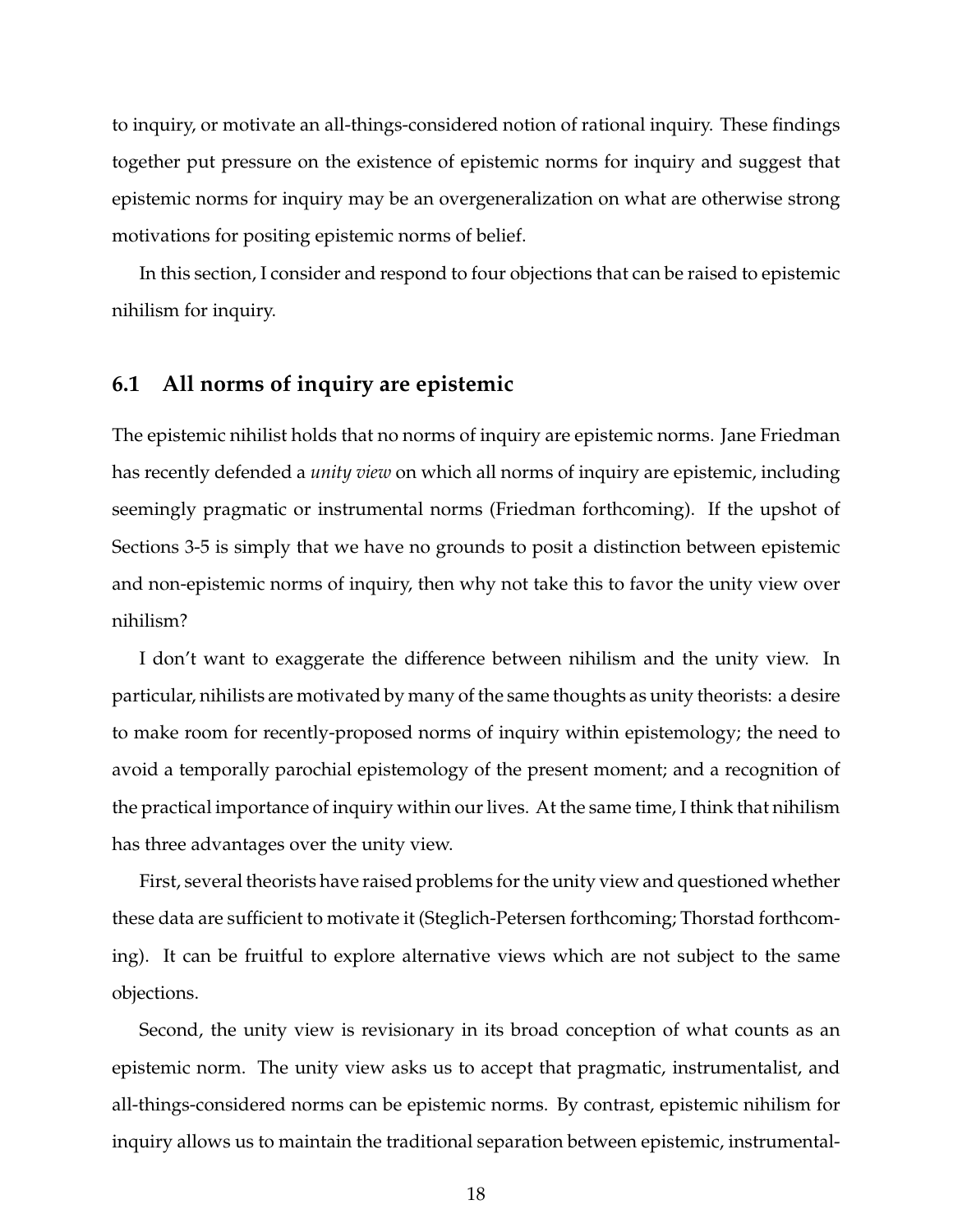to inquiry, or motivate an all-things-considered notion of rational inquiry. These findings together put pressure on the existence of epistemic norms for inquiry and suggest that epistemic norms for inquiry may be an overgeneralization on what are otherwise strong motivations for positing epistemic norms of belief.

In this section, I consider and respond to four objections that can be raised to epistemic nihilism for inquiry.

## 6.1 All norms of inquiry are epistemic

The epistemic nihilist holds that no norms of inquiry are epistemic norms. Jane Friedman has recently defended a *unity view* on which all norms of inquiry are epistemic, including seemingly pragmatic or instrumental norms (Friedman forthcoming). If the upshot of Sections 3-5 is simply that we have no grounds to posit a distinction between epistemic and non-epistemic norms of inquiry, then why not take this to favor the unity view over nihilism?

I don't want to exaggerate the difference between nihilism and the unity view. In particular, nihilists are motivated by many of the same thoughts as unity theorists: a desire to make room for recently-proposed norms of inquiry within epistemology; the need to avoid a temporally parochial epistemology of the present moment; and a recognition of the practical importance of inquiry within our lives. At the same time, I think that nihilism has three advantages over the unity view.

First, several theorists have raised problems for the unity view and questioned whether these data are sufficient to motivate it (Steglich-Petersen forthcoming; Thorstad forthcoming). It can be fruitful to explore alternative views which are not subject to the same objections.

Second, the unity view is revisionary in its broad conception of what counts as an epistemic norm. The unity view asks us to accept that pragmatic, instrumentalist, and all-things-considered norms can be epistemic norms. By contrast, epistemic nihilism for inquiry allows us to maintain the traditional separation between epistemic, instrumental-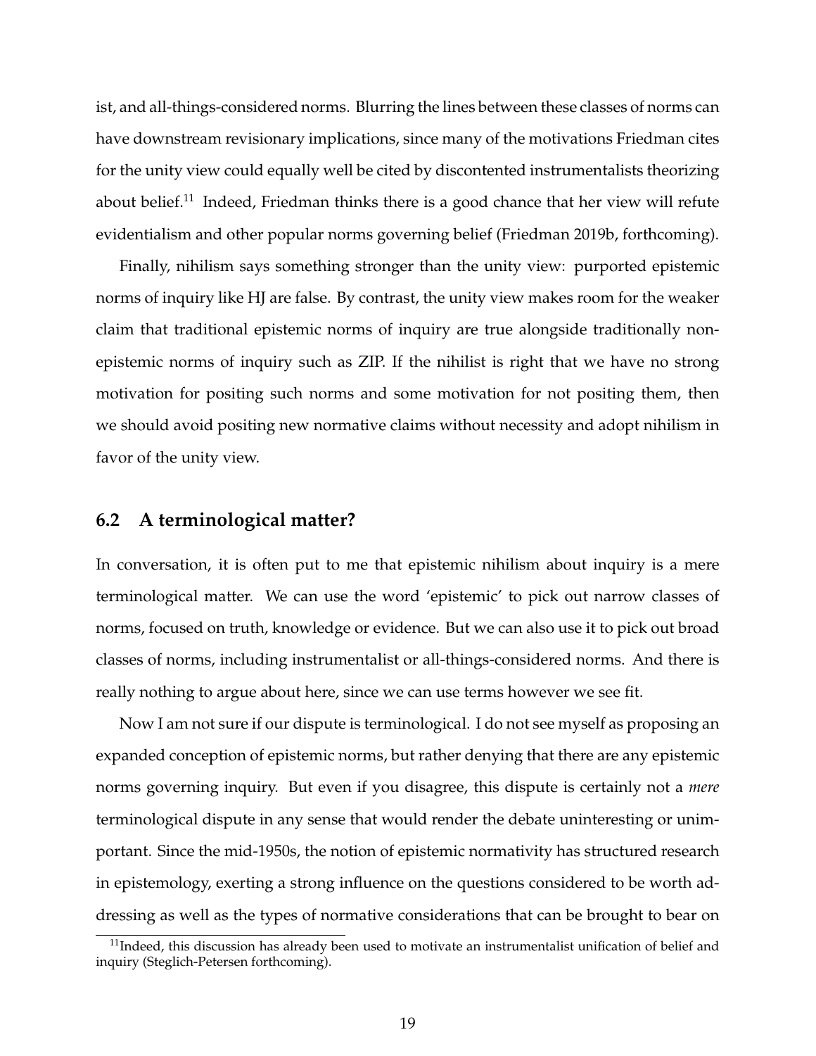ist, and all-things-considered norms. Blurring the lines between these classes of norms can have downstream revisionary implications, since many of the motivations Friedman cites for the unity view could equally well be cited by discontented instrumentalists theorizing about belief.[11] Indeed, Friedman thinks there is a good chance that her view will refute evidentialism and other popular norms governing belief (Friedman 2019b, forthcoming).

Finally, nihilism says something stronger than the unity view: purported epistemic norms of inquiry like HJ are false. By contrast, the unity view makes room for the weaker claim that traditional epistemic norms of inquiry are true alongside traditionally non-epistemic norms of inquiry such as ZIP. If the nihilist is right that we have no strong motivation for positing such norms and some motivation for not positing them, then we should avoid positing new normative claims without necessity and adopt nihilism in favor of the unity view.

### 6.2 A terminological matter?

In conversation, it is often put to me that epistemic nihilism about inquiry is a mere terminological matter. We can use the word 'epistemic' to pick out narrow classes of norms, focused on truth, knowledge or evidence. But we can also use it to pick out broad classes of norms, including instrumentalist or all-things-considered norms. And there is really nothing to argue about here, since we can use terms however we see fit.

Now I am not sure if our dispute is terminological. I do not see myself as proposing an expanded conception of epistemic norms, but rather denying that there are any epistemic norms governing inquiry. But even if you disagree, this dispute is certainly not a *mere* terminological dispute in any sense that would render the debate uninteresting or unimportant. Since the mid-1950s, the notion of epistemic normativity has structured research in epistemology, exerting a strong influence on the questions considered to be worth addressing as well as the types of normative considerations that can be brought to bear on

[11] Indeed, this discussion has already been used to motivate an instrumentalist unification of belief and inquiry (Steglich-Petersen forthcoming).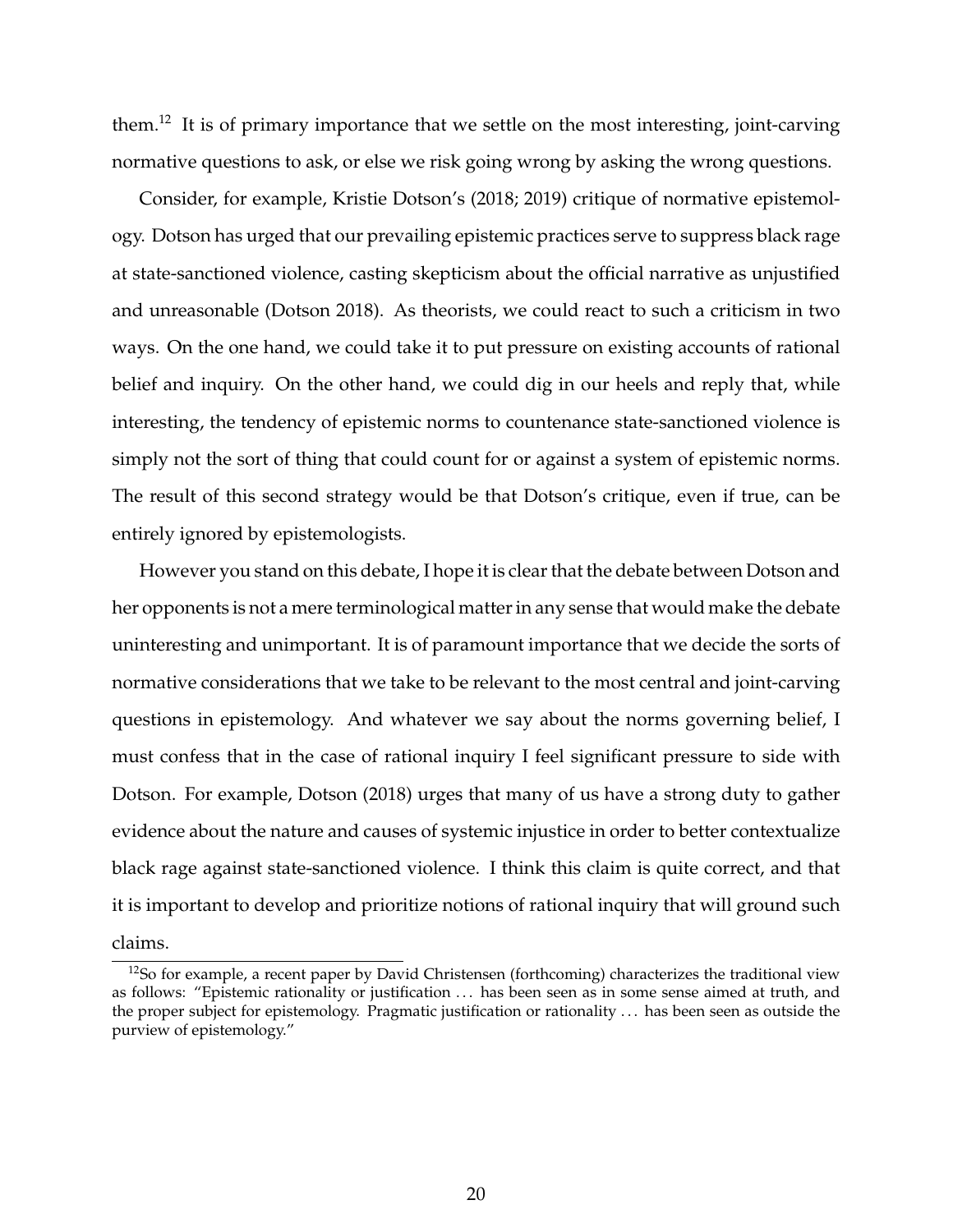them.[12] It is of primary importance that we settle on the most interesting, joint-carving normative questions to ask, or else we risk going wrong by asking the wrong questions.

Consider, for example, Kristie Dotson's (2018; 2019) critique of normative epistemology. Dotson has urged that our prevailing epistemic practices serve to suppress black rage at state-sanctioned violence, casting skepticism about the official narrative as unjustified and unreasonable (Dotson 2018). As theorists, we could react to such a criticism in two ways. On the one hand, we could take it to put pressure on existing accounts of rational belief and inquiry. On the other hand, we could dig in our heels and reply that, while interesting, the tendency of epistemic norms to countenance state-sanctioned violence is simply not the sort of thing that could count for or against a system of epistemic norms. The result of this second strategy would be that Dotson's critique, even if true, can be entirely ignored by epistemologists.

However you stand on this debate, I hope it is clear that the debate between Dotson and her opponents is not a mere terminological matter in any sense that would make the debate uninteresting and unimportant. It is of paramount importance that we decide the sorts of normative considerations that we take to be relevant to the most central and joint-carving questions in epistemology. And whatever we say about the norms governing belief, I must confess that in the case of rational inquiry I feel significant pressure to side with Dotson. For example, Dotson (2018) urges that many of us have a strong duty to gather evidence about the nature and causes of systemic injustice in order to better contextualize black rage against state-sanctioned violence. I think this claim is quite correct, and that it is important to develop and prioritize notions of rational inquiry that will ground such claims.

[12] So for example, a recent paper by David Christensen (forthcoming) characterizes the traditional view as follows: "Epistemic rationality or justification ... has been seen as in some sense aimed at truth, and the proper subject for epistemology. Pragmatic justification or rationality ... has been seen as outside the purview of epistemology."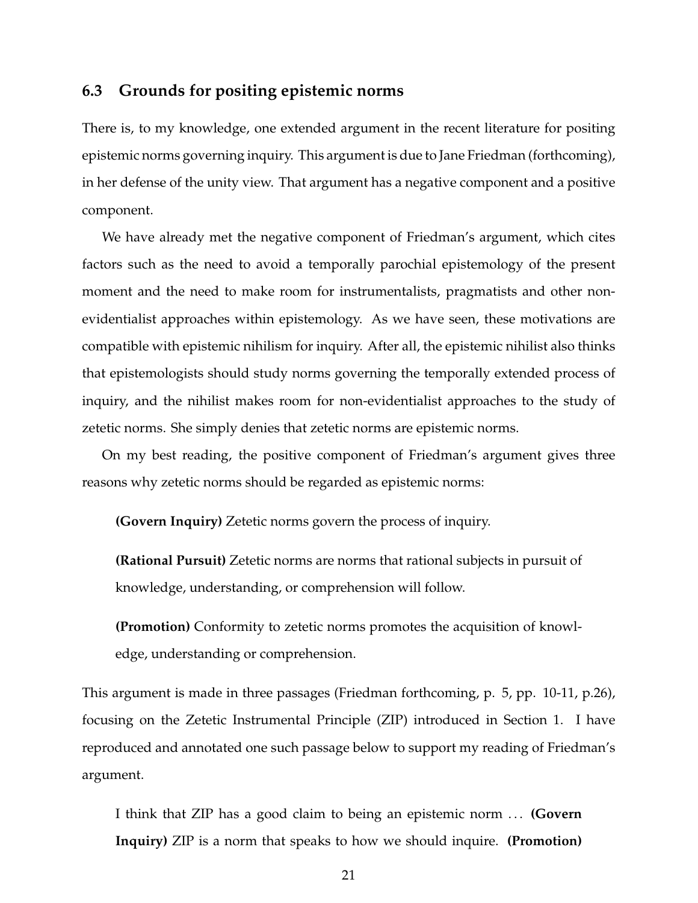### 6.3 Grounds for positing epistemic norms

There is, to my knowledge, one extended argument in the recent literature for positing epistemic norms governing inquiry. This argument is due to Jane Friedman (forthcoming), in her defense of the unity view. That argument has a negative component and a positive component.

We have already met the negative component of Friedman's argument, which cites factors such as the need to avoid a temporally parochial epistemology of the present moment and the need to make room for instrumentalists, pragmatists and other non-evidentialist approaches within epistemology. As we have seen, these motivations are compatible with epistemic nihilism for inquiry. After all, the epistemic nihilist also thinks that epistemologists should study norms governing the temporally extended process of inquiry, and the nihilist makes room for non-evidentialist approaches to the study of zetetic norms. She simply denies that zetetic norms are epistemic norms.

On my best reading, the positive component of Friedman's argument gives three reasons why zetetic norms should be regarded as epistemic norms:

> **(Govern Inquiry)** Zetetic norms govern the process of inquiry.
>
> **(Rational Pursuit)** Zetetic norms are norms that rational subjects in pursuit of knowledge, understanding, or comprehension will follow.
>
> **(Promotion)** Conformity to zetetic norms promotes the acquisition of knowledge, understanding or comprehension.

This argument is made in three passages (Friedman forthcoming, p. 5, pp. 10-11, p.26), focusing on the Zetetic Instrumental Principle (ZIP) introduced in Section 1. I have reproduced and annotated one such passage below to support my reading of Friedman's argument.

> I think that ZIP has a good claim to being an epistemic norm ... **(Govern Inquiry)** ZIP is a norm that speaks to how we should inquire. **(Promotion)**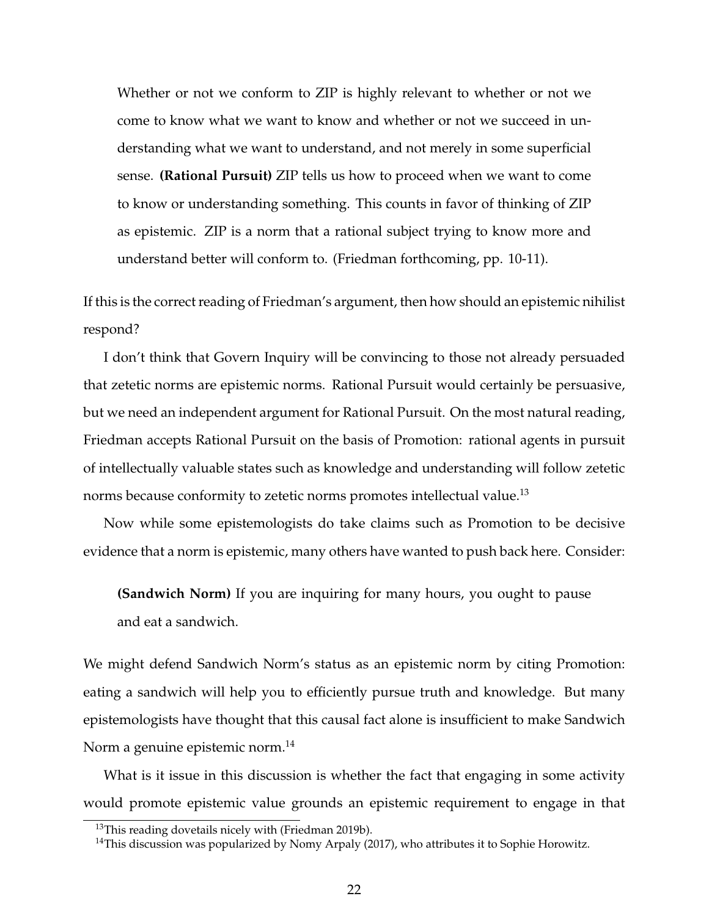> Whether or not we conform to ZIP is highly relevant to whether or not we come to know what we want to know and whether or not we succeed in understanding what we want to understand, and not merely in some superficial sense. **(Rational Pursuit)** ZIP tells us how to proceed when we want to come to know or understanding something. This counts in favor of thinking of ZIP as epistemic. ZIP is a norm that a rational subject trying to know more and understand better will conform to. (Friedman forthcoming, pp. 10-11).

If this is the correct reading of Friedman's argument, then how should an epistemic nihilist respond?

I don't think that Govern Inquiry will be convincing to those not already persuaded that zetetic norms are epistemic norms. Rational Pursuit would certainly be persuasive, but we need an independent argument for Rational Pursuit. On the most natural reading, Friedman accepts Rational Pursuit on the basis of Promotion: rational agents in pursuit of intellectually valuable states such as knowledge and understanding will follow zetetic norms because conformity to zetetic norms promotes intellectual value.[13]

Now while some epistemologists do take claims such as Promotion to be decisive evidence that a norm is epistemic, many others have wanted to push back here. Consider:

> **(Sandwich Norm)** If you are inquiring for many hours, you ought to pause and eat a sandwich.

We might defend Sandwich Norm's status as an epistemic norm by citing Promotion: eating a sandwich will help you to efficiently pursue truth and knowledge. But many epistemologists have thought that this causal fact alone is insufficient to make Sandwich Norm a genuine epistemic norm.[14]

What is it issue in this discussion is whether the fact that engaging in some activity would promote epistemic value grounds an epistemic requirement to engage in that

[13] This reading dovetails nicely with (Friedman 2019b).

[14] This discussion was popularized by Nomy Arpaly (2017), who attributes it to Sophie Horowitz.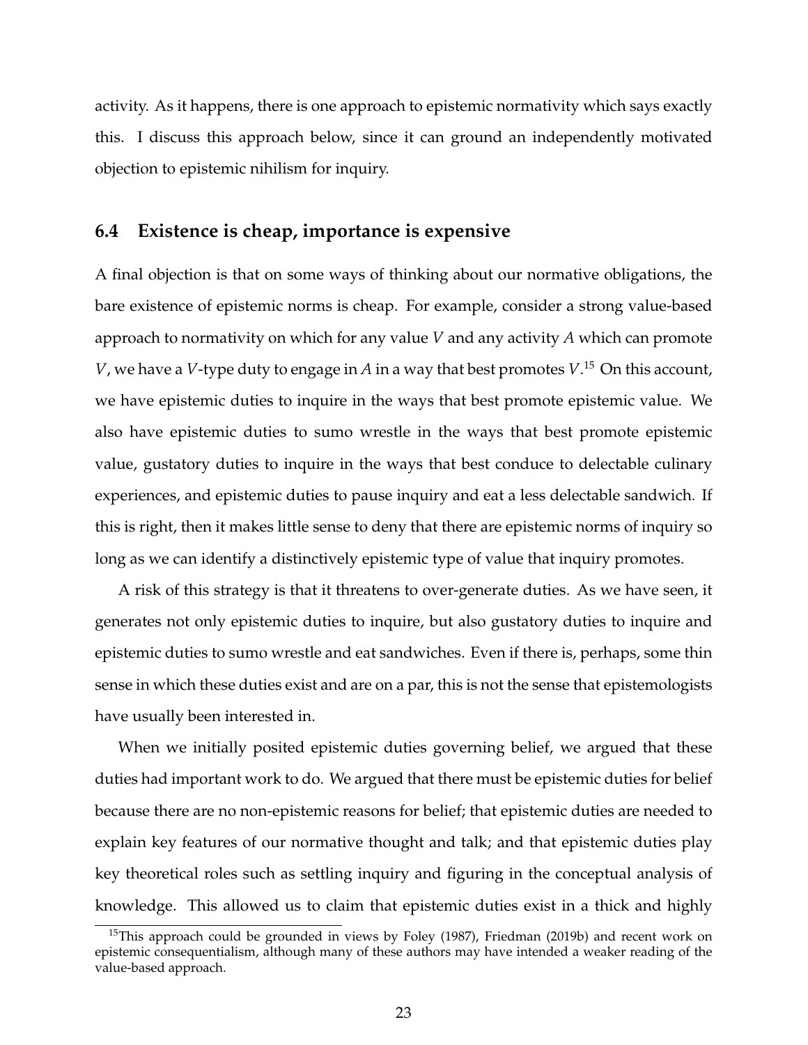activity. As it happens, there is one approach to epistemic normativity which says exactly this. I discuss this approach below, since it can ground an independently motivated objection to epistemic nihilism for inquiry.

## 6.4 Existence is cheap, importance is expensive

A final objection is that on some ways of thinking about our normative obligations, the bare existence of epistemic norms is cheap. For example, consider a strong value-based approach to normativity on which for any value $V$ and any activity $A$ which can promote $V$, we have a $V$-type duty to engage in $A$ in a way that best promotes $V$.[15] On this account, we have epistemic duties to inquire in the ways that best promote epistemic value. We also have epistemic duties to sumo wrestle in the ways that best promote epistemic value, gustatory duties to inquire in the ways that best conduce to delectable culinary experiences, and epistemic duties to pause inquiry and eat a less delectable sandwich. If this is right, then it makes little sense to deny that there are epistemic norms of inquiry so long as we can identify a distinctively epistemic type of value that inquiry promotes.

A risk of this strategy is that it threatens to over-generate duties. As we have seen, it generates not only epistemic duties to inquire, but also gustatory duties to inquire and epistemic duties to sumo wrestle and eat sandwiches. Even if there is, perhaps, some thin sense in which these duties exist and are on a par, this is not the sense that epistemologists have usually been interested in.

When we initially posited epistemic duties governing belief, we argued that these duties had important work to do. We argued that there must be epistemic duties for belief because there are no non-epistemic reasons for belief; that epistemic duties are needed to explain key features of our normative thought and talk; and that epistemic duties play key theoretical roles such as settling inquiry and figuring in the conceptual analysis of knowledge. This allowed us to claim that epistemic duties exist in a thick and highly

[15] This approach could be grounded in views by Foley (1987), Friedman (2019b) and recent work on epistemic consequentialism, although many of these authors may have intended a weaker reading of the value-based approach.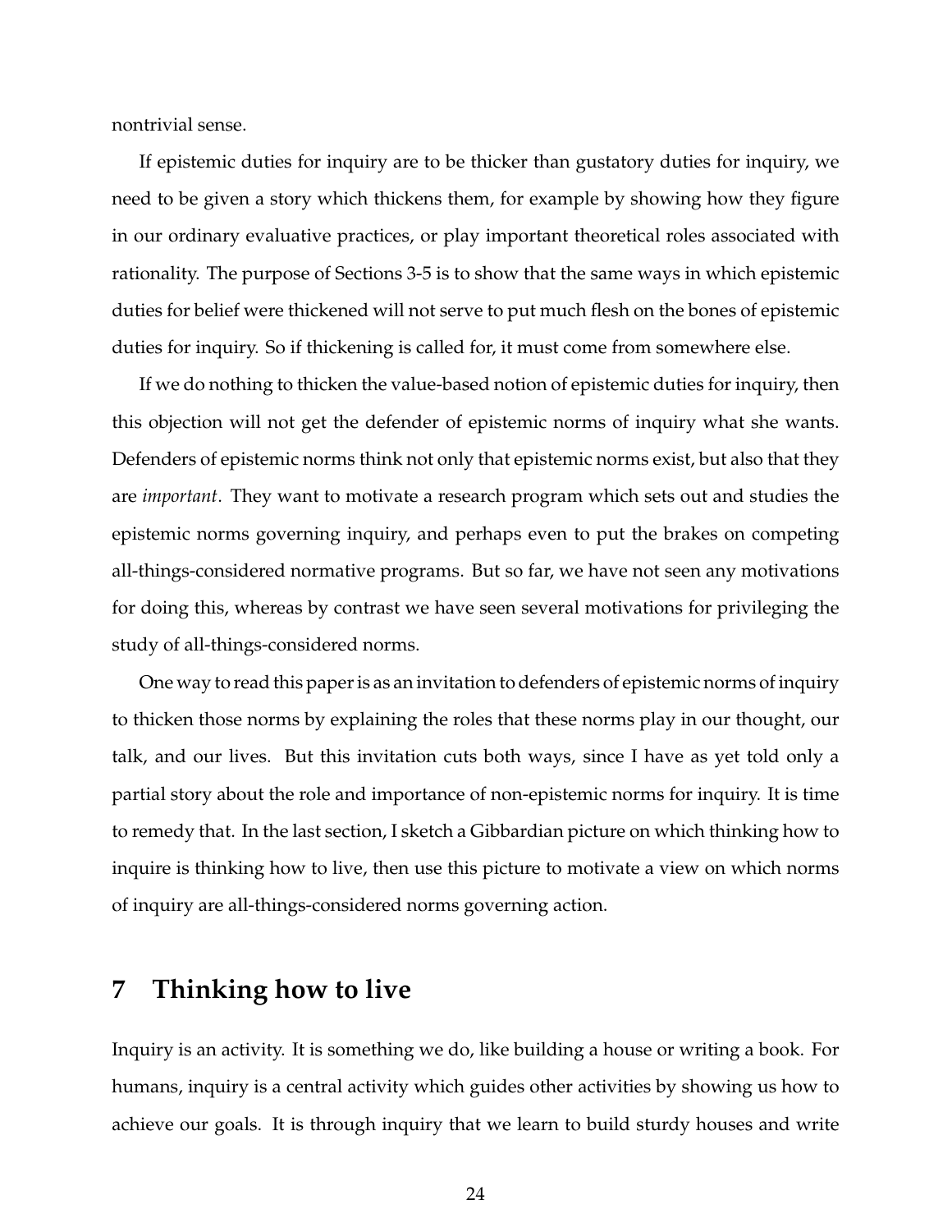nontrivial sense.

If epistemic duties for inquiry are to be thicker than gustatory duties for inquiry, we need to be given a story which thickens them, for example by showing how they figure in our ordinary evaluative practices, or play important theoretical roles associated with rationality. The purpose of Sections 3-5 is to show that the same ways in which epistemic duties for belief were thickened will not serve to put much flesh on the bones of epistemic duties for inquiry. So if thickening is called for, it must come from somewhere else.

If we do nothing to thicken the value-based notion of epistemic duties for inquiry, then this objection will not get the defender of epistemic norms of inquiry what she wants. Defenders of epistemic norms think not only that epistemic norms exist, but also that they are *important*. They want to motivate a research program which sets out and studies the epistemic norms governing inquiry, and perhaps even to put the brakes on competing all-things-considered normative programs. But so far, we have not seen any motivations for doing this, whereas by contrast we have seen several motivations for privileging the study of all-things-considered norms.

One way to read this paper is as an invitation to defenders of epistemic norms of inquiry to thicken those norms by explaining the roles that these norms play in our thought, our talk, and our lives. But this invitation cuts both ways, since I have as yet told only a partial story about the role and importance of non-epistemic norms for inquiry. It is time to remedy that. In the last section, I sketch a Gibbardian picture on which thinking how to inquire is thinking how to live, then use this picture to motivate a view on which norms of inquiry are all-things-considered norms governing action.

## 7 Thinking how to live

Inquiry is an activity. It is something we do, like building a house or writing a book. For humans, inquiry is a central activity which guides other activities by showing us how to achieve our goals. It is through inquiry that we learn to build sturdy houses and write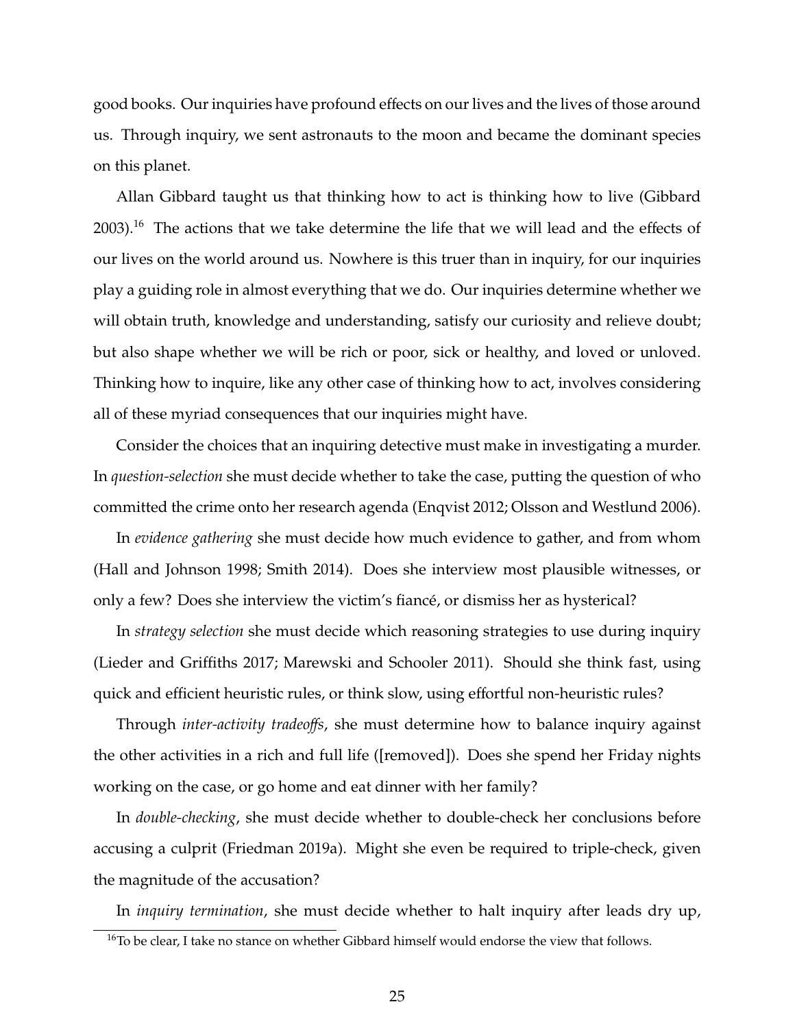good books. Our inquiries have profound effects on our lives and the lives of those around us. Through inquiry, we sent astronauts to the moon and became the dominant species on this planet.

Allan Gibbard taught us that thinking how to act is thinking how to live (Gibbard 2003).[16] The actions that we take determine the life that we will lead and the effects of our lives on the world around us. Nowhere is this truer than in inquiry, for our inquiries play a guiding role in almost everything that we do. Our inquiries determine whether we will obtain truth, knowledge and understanding, satisfy our curiosity and relieve doubt; but also shape whether we will be rich or poor, sick or healthy, and loved or unloved. Thinking how to inquire, like any other case of thinking how to act, involves considering all of these myriad consequences that our inquiries might have.

Consider the choices that an inquiring detective must make in investigating a murder. In *question-selection* she must decide whether to take the case, putting the question of who committed the crime onto her research agenda (Enqvist 2012; Olsson and Westlund 2006).

In *evidence gathering* she must decide how much evidence to gather, and from whom (Hall and Johnson 1998; Smith 2014). Does she interview most plausible witnesses, or only a few? Does she interview the victim's fiancé, or dismiss her as hysterical?

In *strategy selection* she must decide which reasoning strategies to use during inquiry (Lieder and Griffiths 2017; Marewski and Schooler 2011). Should she think fast, using quick and efficient heuristic rules, or think slow, using effortful non-heuristic rules?

Through *inter-activity tradeoffs*, she must determine how to balance inquiry against the other activities in a rich and full life ([removed]). Does she spend her Friday nights working on the case, or go home and eat dinner with her family?

In *double-checking*, she must decide whether to double-check her conclusions before accusing a culprit (Friedman 2019a). Might she even be required to triple-check, given the magnitude of the accusation?

In *inquiry termination*, she must decide whether to halt inquiry after leads dry up,

[16] To be clear, I take no stance on whether Gibbard himself would endorse the view that follows.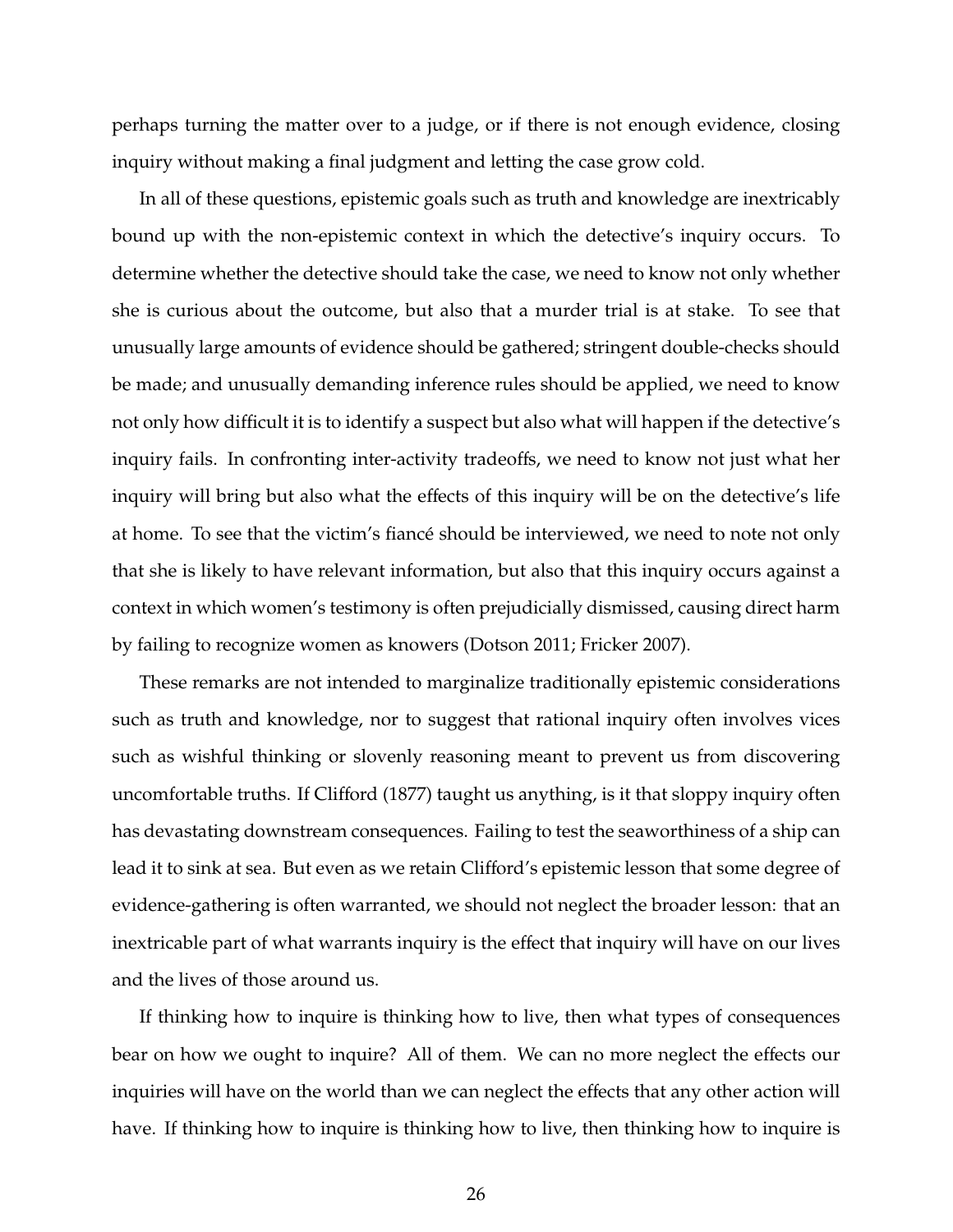perhaps turning the matter over to a judge, or if there is not enough evidence, closing inquiry without making a final judgment and letting the case grow cold.

In all of these questions, epistemic goals such as truth and knowledge are inextricably bound up with the non-epistemic context in which the detective's inquiry occurs. To determine whether the detective should take the case, we need to know not only whether she is curious about the outcome, but also that a murder trial is at stake. To see that unusually large amounts of evidence should be gathered; stringent double-checks should be made; and unusually demanding inference rules should be applied, we need to know not only how difficult it is to identify a suspect but also what will happen if the detective's inquiry fails. In confronting inter-activity tradeoffs, we need to know not just what her inquiry will bring but also what the effects of this inquiry will be on the detective's life at home. To see that the victim's fiancé should be interviewed, we need to note not only that she is likely to have relevant information, but also that this inquiry occurs against a context in which women's testimony is often prejudicially dismissed, causing direct harm by failing to recognize women as knowers (Dotson 2011; Fricker 2007).

These remarks are not intended to marginalize traditionally epistemic considerations such as truth and knowledge, nor to suggest that rational inquiry often involves vices such as wishful thinking or slovenly reasoning meant to prevent us from discovering uncomfortable truths. If Clifford (1877) taught us anything, is it that sloppy inquiry often has devastating downstream consequences. Failing to test the seaworthiness of a ship can lead it to sink at sea. But even as we retain Clifford's epistemic lesson that some degree of evidence-gathering is often warranted, we should not neglect the broader lesson: that an inextricable part of what warrants inquiry is the effect that inquiry will have on our lives and the lives of those around us.

If thinking how to inquire is thinking how to live, then what types of consequences bear on how we ought to inquire? All of them. We can no more neglect the effects our inquiries will have on the world than we can neglect the effects that any other action will have. If thinking how to inquire is thinking how to live, then thinking how to inquire is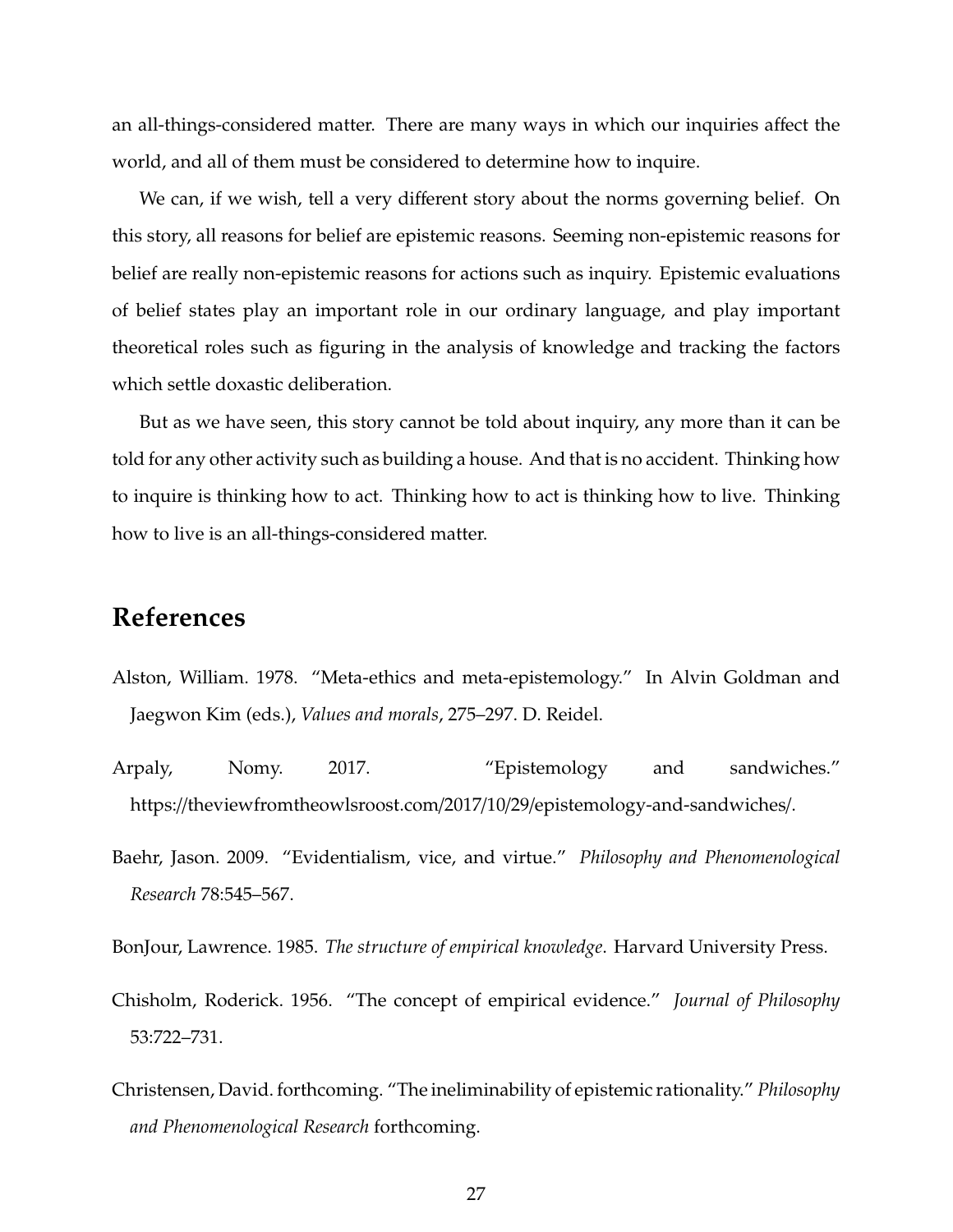an all-things-considered matter. There are many ways in which our inquiries affect the world, and all of them must be considered to determine how to inquire.

We can, if we wish, tell a very different story about the norms governing belief. On this story, all reasons for belief are epistemic reasons. Seeming non-epistemic reasons for belief are really non-epistemic reasons for actions such as inquiry. Epistemic evaluations of belief states play an important role in our ordinary language, and play important theoretical roles such as figuring in the analysis of knowledge and tracking the factors which settle doxastic deliberation.

But as we have seen, this story cannot be told about inquiry, any more than it can be told for any other activity such as building a house. And that is no accident. Thinking how to inquire is thinking how to act. Thinking how to act is thinking how to live. Thinking how to live is an all-things-considered matter.

## References

Alston, William. 1978. "Meta-ethics and meta-epistemology." In Alvin Goldman and Jaegwon Kim (eds.), *Values and morals*, 275–297. D. Reidel.

Arpaly, Nomy. 2017. "Epistemology and sandwiches." https://theviewfromtheowlsroost.com/2017/10/29/epistemology-and-sandwiches/.

Baehr, Jason. 2009. "Evidentialism, vice, and virtue." *Philosophy and Phenomenological Research* 78:545–567.

BonJour, Lawrence. 1985. *The structure of empirical knowledge*. Harvard University Press.

Chisholm, Roderick. 1956. "The concept of empirical evidence." *Journal of Philosophy* 53:722–731.

Christensen, David. forthcoming. "The ineliminability of epistemic rationality." *Philosophy and Phenomenological Research* forthcoming.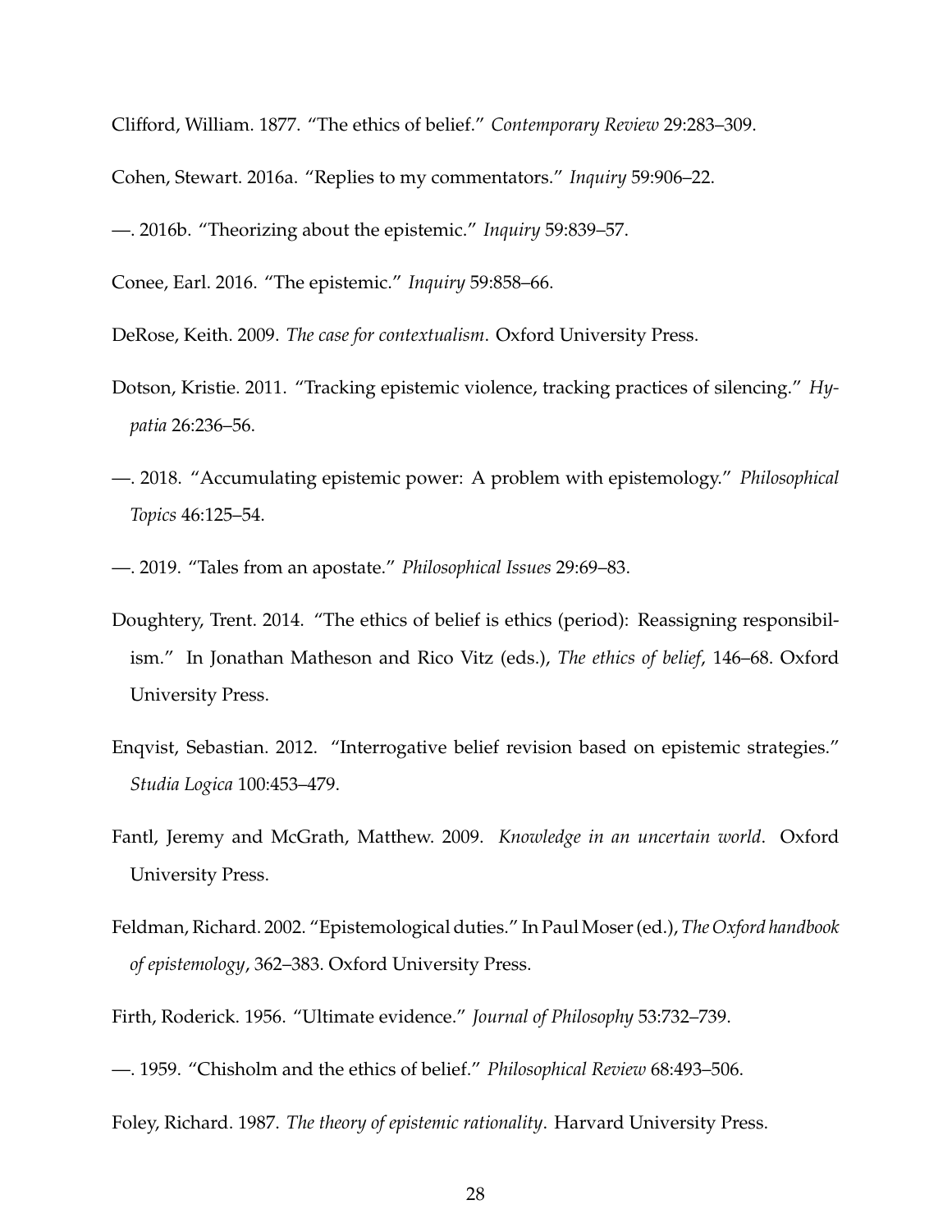Clifford, William. 1877. "The ethics of belief." *Contemporary Review* 29:283–309.

Cohen, Stewart. 2016a. "Replies to my commentators." *Inquiry* 59:906–22.

—. 2016b. "Theorizing about the epistemic." *Inquiry* 59:839–57.

Conee, Earl. 2016. "The epistemic." *Inquiry* 59:858–66.

DeRose, Keith. 2009. *The case for contextualism*. Oxford University Press.

Dotson, Kristie. 2011. "Tracking epistemic violence, tracking practices of silencing." *Hypatia* 26:236–56.

—. 2018. "Accumulating epistemic power: A problem with epistemology." *Philosophical Topics* 46:125–54.

—. 2019. "Tales from an apostate." *Philosophical Issues* 29:69–83.

Doughtery, Trent. 2014. "The ethics of belief is ethics (period): Reassigning responsibilism." In Jonathan Matheson and Rico Vitz (eds.), *The ethics of belief*, 146–68. Oxford University Press.

Enqvist, Sebastian. 2012. "Interrogative belief revision based on epistemic strategies." *Studia Logica* 100:453–479.

Fantl, Jeremy and McGrath, Matthew. 2009. *Knowledge in an uncertain world*. Oxford University Press.

Feldman, Richard. 2002. "Epistemological duties." In Paul Moser (ed.), *The Oxford handbook of epistemology*, 362–383. Oxford University Press.

Firth, Roderick. 1956. "Ultimate evidence." *Journal of Philosophy* 53:732–739.

—. 1959. "Chisholm and the ethics of belief." *Philosophical Review* 68:493–506.

Foley, Richard. 1987. *The theory of epistemic rationality*. Harvard University Press.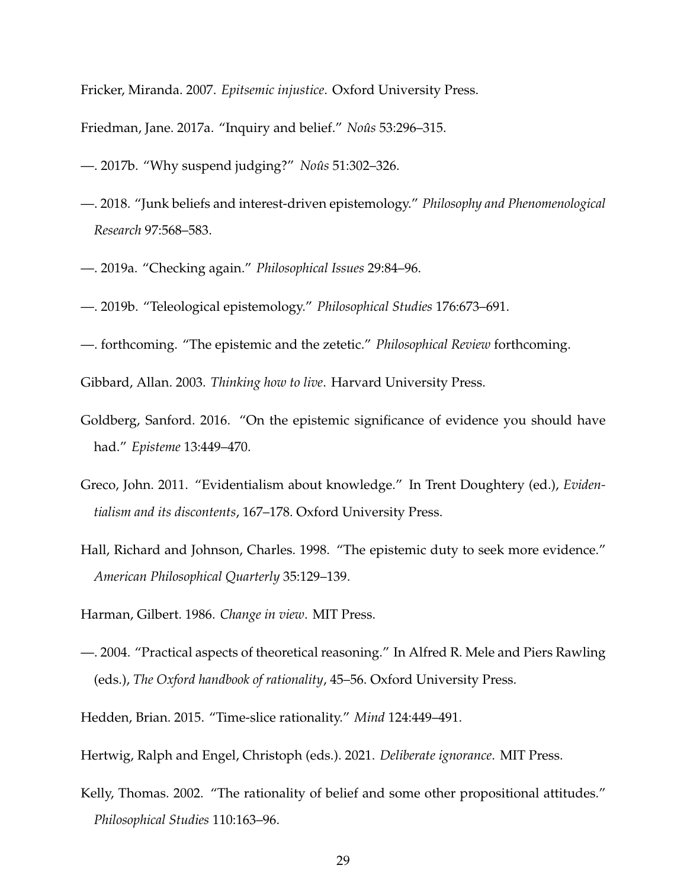Fricker, Miranda. 2007. *Epitsemic injustice*. Oxford University Press.

Friedman, Jane. 2017a. "Inquiry and belief." *Noûs* 53:296–315.

—. 2017b. "Why suspend judging?" *Noûs* 51:302–326.

—. 2018. "Junk beliefs and interest-driven epistemology." *Philosophy and Phenomenological Research* 97:568–583.

—. 2019a. "Checking again." *Philosophical Issues* 29:84–96.

—. 2019b. "Teleological epistemology." *Philosophical Studies* 176:673–691.

—. forthcoming. "The epistemic and the zetetic." *Philosophical Review* forthcoming.

Gibbard, Allan. 2003. *Thinking how to live*. Harvard University Press.

Goldberg, Sanford. 2016. "On the epistemic significance of evidence you should have had." *Episteme* 13:449–470.

Greco, John. 2011. "Evidentialism about knowledge." In Trent Doughtery (ed.), *Evidentialism and its discontents*, 167–178. Oxford University Press.

Hall, Richard and Johnson, Charles. 1998. "The epistemic duty to seek more evidence." *American Philosophical Quarterly* 35:129–139.

Harman, Gilbert. 1986. *Change in view*. MIT Press.

—. 2004. "Practical aspects of theoretical reasoning." In Alfred R. Mele and Piers Rawling (eds.), *The Oxford handbook of rationality*, 45–56. Oxford University Press.

Hedden, Brian. 2015. "Time-slice rationality." *Mind* 124:449–491.

Hertwig, Ralph and Engel, Christoph (eds.). 2021. *Deliberate ignorance*. MIT Press.

Kelly, Thomas. 2002. "The rationality of belief and some other propositional attitudes." *Philosophical Studies* 110:163–96.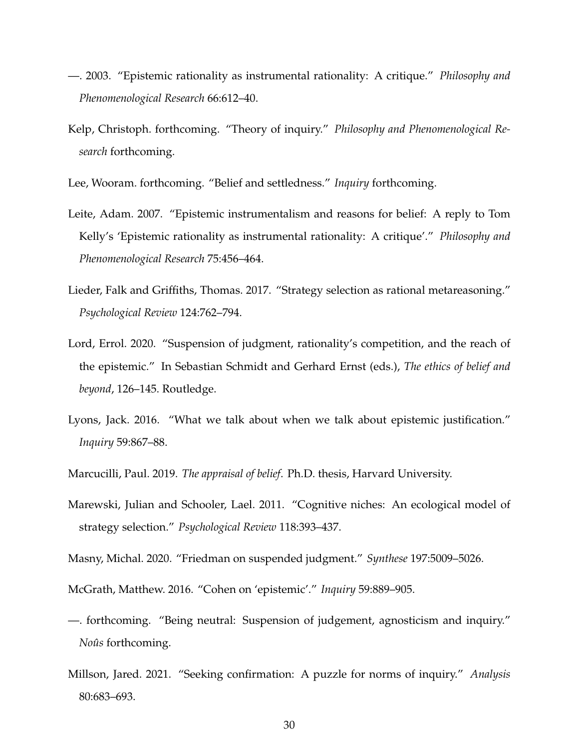—. 2003. "Epistemic rationality as instrumental rationality: A critique." *Philosophy and Phenomenological Research* 66:612–40.

Kelp, Christoph. forthcoming. "Theory of inquiry." *Philosophy and Phenomenological Research* forthcoming.

Lee, Wooram. forthcoming. "Belief and settledness." *Inquiry* forthcoming.

Leite, Adam. 2007. "Epistemic instrumentalism and reasons for belief: A reply to Tom Kelly's 'Epistemic rationality as instrumental rationality: A critique'." *Philosophy and Phenomenological Research* 75:456–464.

Lieder, Falk and Griffiths, Thomas. 2017. "Strategy selection as rational metareasoning." *Psychological Review* 124:762–794.

Lord, Errol. 2020. "Suspension of judgment, rationality's competition, and the reach of the epistemic." In Sebastian Schmidt and Gerhard Ernst (eds.), *The ethics of belief and beyond*, 126–145. Routledge.

Lyons, Jack. 2016. "What we talk about when we talk about epistemic justification." *Inquiry* 59:867–88.

Marcucilli, Paul. 2019. *The appraisal of belief*. Ph.D. thesis, Harvard University.

Marewski, Julian and Schooler, Lael. 2011. "Cognitive niches: An ecological model of strategy selection." *Psychological Review* 118:393–437.

Masny, Michal. 2020. "Friedman on suspended judgment." *Synthese* 197:5009–5026.

McGrath, Matthew. 2016. "Cohen on 'epistemic'." *Inquiry* 59:889–905.

—. forthcoming. "Being neutral: Suspension of judgement, agnosticism and inquiry." *Noûs* forthcoming.

Millson, Jared. 2021. "Seeking confirmation: A puzzle for norms of inquiry." *Analysis* 80:683–693.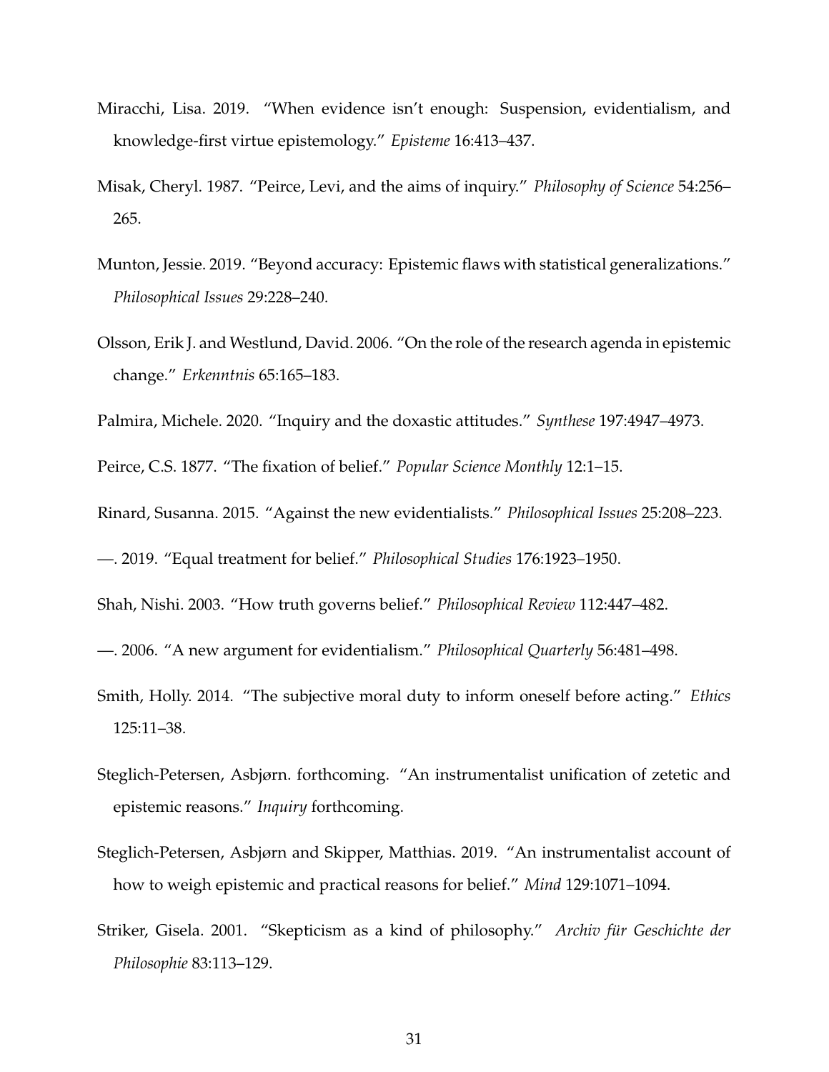Miracchi, Lisa. 2019. "When evidence isn't enough: Suspension, evidentialism, and knowledge-first virtue epistemology." *Episteme* 16:413–437.

Misak, Cheryl. 1987. "Peirce, Levi, and the aims of inquiry." *Philosophy of Science* 54:256–265.

Munton, Jessie. 2019. "Beyond accuracy: Epistemic flaws with statistical generalizations." *Philosophical Issues* 29:228–240.

Olsson, Erik J. and Westlund, David. 2006. "On the role of the research agenda in epistemic change." *Erkenntnis* 65:165–183.

Palmira, Michele. 2020. "Inquiry and the doxastic attitudes." *Synthese* 197:4947–4973.

Peirce, C.S. 1877. "The fixation of belief." *Popular Science Monthly* 12:1–15.

Rinard, Susanna. 2015. "Against the new evidentialists." *Philosophical Issues* 25:208–223.

—. 2019. "Equal treatment for belief." *Philosophical Studies* 176:1923–1950.

Shah, Nishi. 2003. "How truth governs belief." *Philosophical Review* 112:447–482.

—. 2006. "A new argument for evidentialism." *Philosophical Quarterly* 56:481–498.

Smith, Holly. 2014. "The subjective moral duty to inform oneself before acting." *Ethics* 125:11–38.

Steglich-Petersen, Asbjørn. forthcoming. "An instrumentalist unification of zetetic and epistemic reasons." *Inquiry* forthcoming.

Steglich-Petersen, Asbjørn and Skipper, Matthias. 2019. "An instrumentalist account of how to weigh epistemic and practical reasons for belief." *Mind* 129:1071–1094.

Striker, Gisela. 2001. "Skepticism as a kind of philosophy." *Archiv für Geschichte der Philosophie* 83:113–129.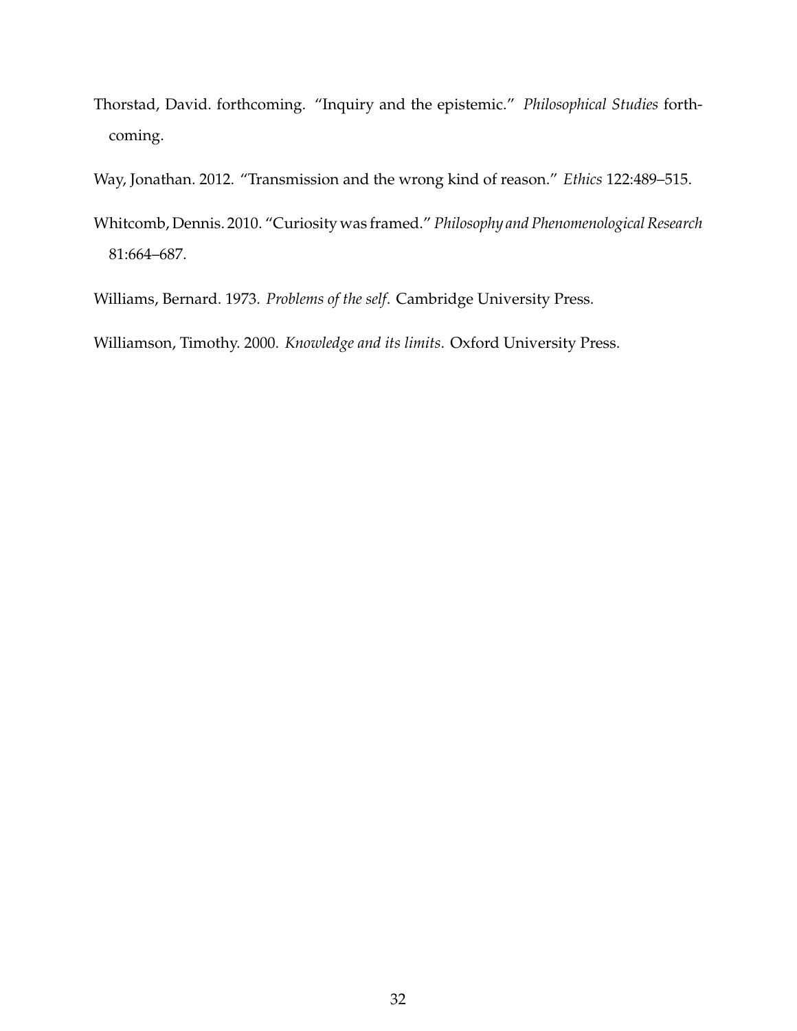Thorstad, David. forthcoming. "Inquiry and the epistemic." *Philosophical Studies* forthcoming.

Way, Jonathan. 2012. "Transmission and the wrong kind of reason." *Ethics* 122:489–515.

Whitcomb, Dennis. 2010. "Curiosity was framed." *Philosophy and Phenomenological Research* 81:664–687.

Williams, Bernard. 1973. *Problems of the self*. Cambridge University Press.

Williamson, Timothy. 2000. *Knowledge and its limits*. Oxford University Press.